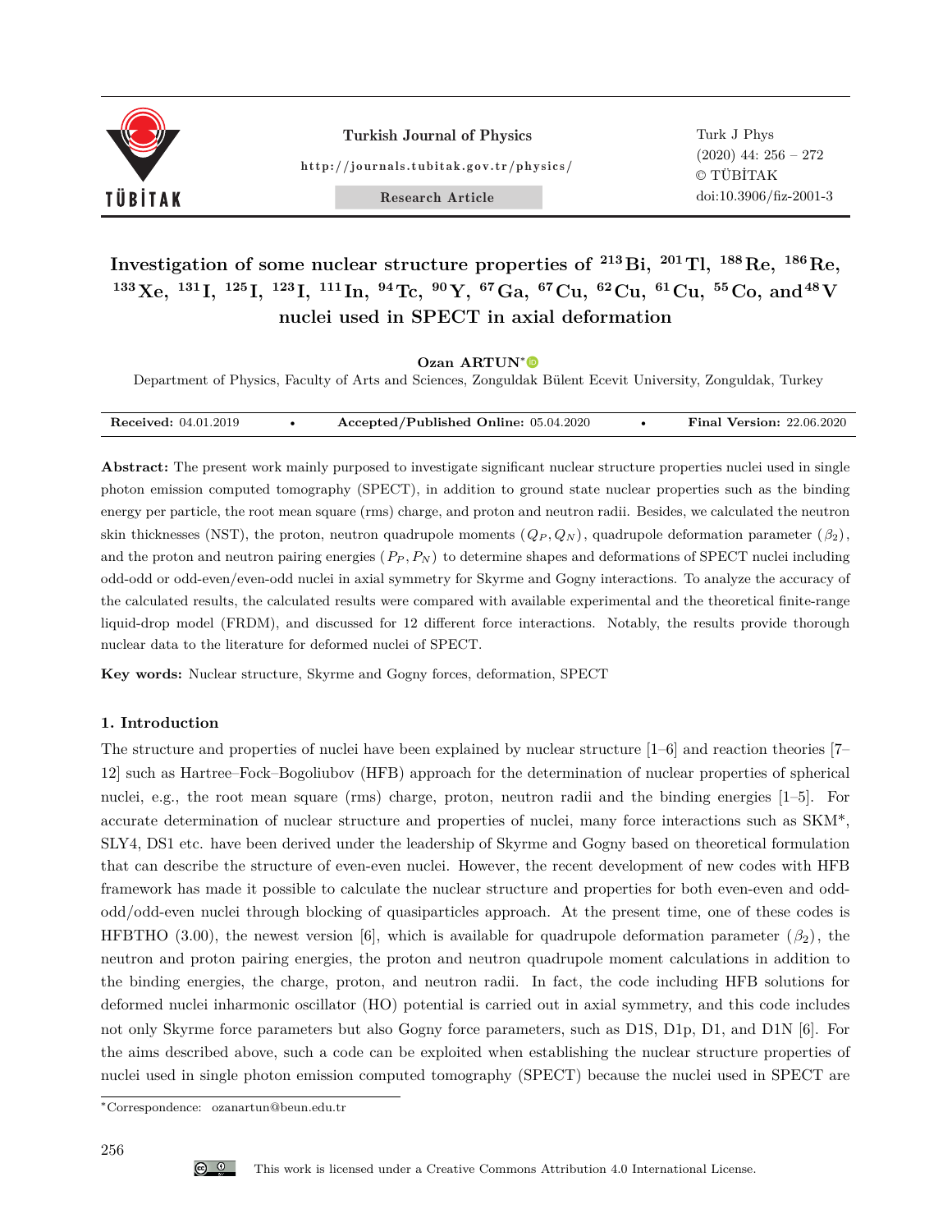# Investigation of some nuclear structure properties of $^{213}$Bi, $^{201}$Tl, $^{188}$Re, $^{186}$Re, $^{133}$Xe, $^{131}$I, $^{125}$I, $^{123}$I, $^{111}$In, $^{94}$Tc, $^{90}$Y, $^{67}$Ga, $^{67}$Cu, $^{62}$Cu, $^{61}$Cu, $^{55}$Co, and $^{48}$V nuclei used in SPECT in axial deformation

**Ozan ARTUN***

Department of Physics, Faculty of Arts and Sciences, Zonguldak Bülent Ecevit University, Zonguldak, Turkey

**Received:** 04.01.2019 • **Accepted/Published Online:** 05.04.2020 • **Final Version:** 22.06.2020

**Abstract:** The present work mainly purposed to investigate significant nuclear structure properties nuclei used in single photon emission computed tomography (SPECT), in addition to ground state nuclear properties such as the binding energy per particle, the root mean square (rms) charge, and proton and neutron radii. Besides, we calculated the neutron skin thicknesses (NST), the proton, neutron quadrupole moments ($Q_P, Q_N$), quadrupole deformation parameter ($\beta_2$), and the proton and neutron pairing energies ($P_P, P_N$) to determine shapes and deformations of SPECT nuclei including odd-odd or odd-even/even-odd nuclei in axial symmetry for Skyrme and Gogny interactions. To analyze the accuracy of the calculated results, the calculated results were compared with available experimental and the theoretical finite-range liquid-drop model (FRDM), and discussed for 12 different force interactions. Notably, the results provide thorough nuclear data to the literature for deformed nuclei of SPECT.

**Key words:** Nuclear structure, Skyrme and Gogny forces, deformation, SPECT

## 1. Introduction

The structure and properties of nuclei have been explained by nuclear structure [1–6] and reaction theories [7–12] such as Hartree–Fock–Bogoliubov (HFB) approach for the determination of nuclear properties of spherical nuclei, e.g., the root mean square (rms) charge, proton, neutron radii and the binding energies [1–5]. For accurate determination of nuclear structure and properties of nuclei, many force interactions such as SKM*, SLY4, DS1 etc. have been derived under the leadership of Skyrme and Gogny based on theoretical formulation that can describe the structure of even-even nuclei. However, the recent development of new codes with HFB framework has made it possible to calculate the nuclear structure and properties for both even-even and odd-odd/odd-even nuclei through blocking of quasiparticles approach. At the present time, one of these codes is HFBTHO (3.00), the newest version [6], which is available for quadrupole deformation parameter ($\beta_2$), the neutron and proton pairing energies, the proton and neutron quadrupole moment calculations in addition to the binding energies, the charge, proton, and neutron radii. In fact, the code including HFB solutions for deformed nuclei inharmonic oscillator (HO) potential is carried out in axial symmetry, and this code includes not only Skyrme force parameters but also Gogny force parameters, such as D1S, D1p, D1, and D1N [6]. For the aims described above, such a code can be exploited when establishing the nuclear structure properties of nuclei used in single photon emission computed tomography (SPECT) because the nuclei used in SPECT are

*Correspondence: ozanartun@beun.edu.tr

This work is licensed under a Creative Commons Attribution 4.0 International License.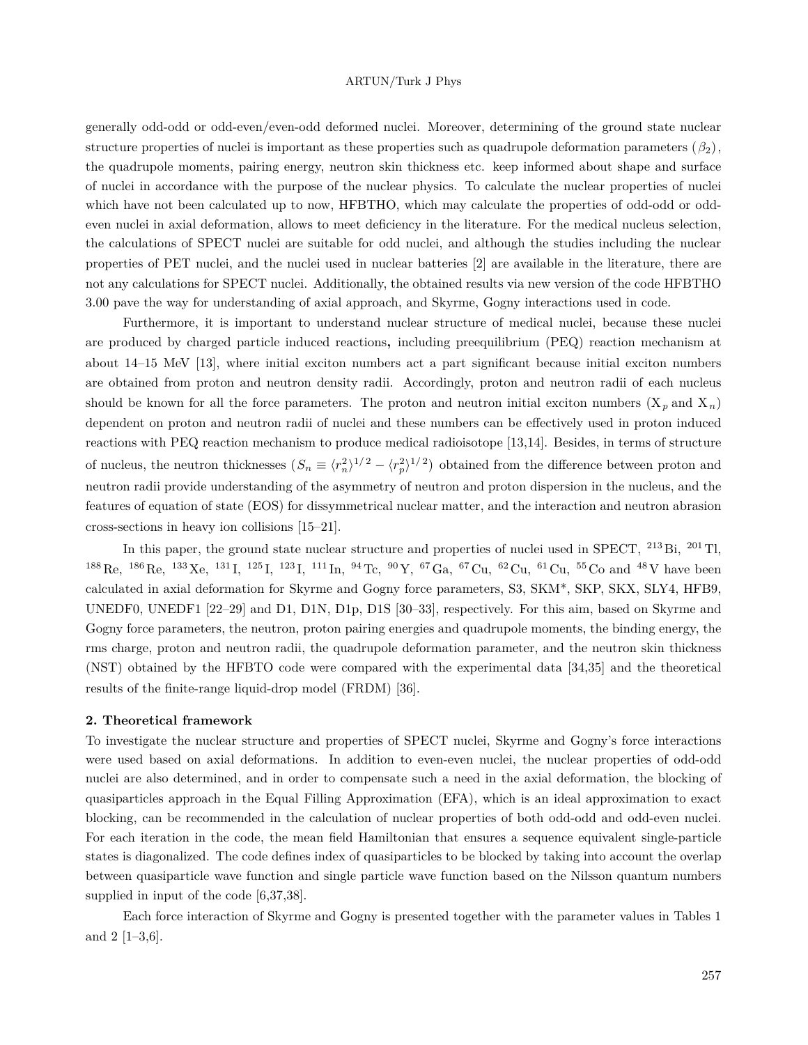generally odd-odd or odd-even/even-odd deformed nuclei. Moreover, determining of the ground state nuclear structure properties of nuclei is important as these properties such as quadrupole deformation parameters ($\beta_2$), the quadrupole moments, pairing energy, neutron skin thickness etc. keep informed about shape and surface of nuclei in accordance with the purpose of the nuclear physics. To calculate the nuclear properties of nuclei which have not been calculated up to now, HFBTHO, which may calculate the properties of odd-odd or odd-even nuclei in axial deformation, allows to meet deficiency in the literature. For the medical nucleus selection, the calculations of SPECT nuclei are suitable for odd nuclei, and although the studies including the nuclear properties of PET nuclei, and the nuclei used in nuclear batteries [2] are available in the literature, there are not any calculations for SPECT nuclei. Additionally, the obtained results via new version of the code HFBTHO 3.00 pave the way for understanding of axial approach, and Skyrme, Gogny interactions used in code.

Furthermore, it is important to understand nuclear structure of medical nuclei, because these nuclei are produced by charged particle induced reactions**,** including preequilibrium (PEQ) reaction mechanism at about 14–15 MeV [13], where initial exciton numbers act a part significant because initial exciton numbers are obtained from proton and neutron density radii. Accordingly, proton and neutron radii of each nucleus should be known for all the force parameters. The proton and neutron initial exciton numbers ($X_p$ and $X_n$) dependent on proton and neutron radii of nuclei and these numbers can be effectively used in proton induced reactions with PEQ reaction mechanism to produce medical radioisotope [13,14]. Besides, in terms of structure of nucleus, the neutron thicknesses ($S_n \equiv \langle r_n^2 \rangle^{1/2} - \langle r_p^2 \rangle^{1/2}$) obtained from the difference between proton and neutron radii provide understanding of the asymmetry of neutron and proton dispersion in the nucleus, and the features of equation of state (EOS) for dissymmetrical nuclear matter, and the interaction and neutron abrasion cross-sections in heavy ion collisions [15–21].

In this paper, the ground state nuclear structure and properties of nuclei used in SPECT, $^{213}$Bi, $^{201}$Tl, $^{188}$Re, $^{186}$Re, $^{133}$Xe, $^{131}$I, $^{125}$I, $^{123}$I, $^{111}$In, $^{94}$Tc, $^{90}$Y, $^{67}$Ga, $^{67}$Cu, $^{62}$Cu, $^{61}$Cu, $^{55}$Co and $^{48}$V have been calculated in axial deformation for Skyrme and Gogny force parameters, S3, SKM*, SKP, SKX, SLY4, HFB9, UNEDF0, UNEDF1 [22–29] and D1, D1N, D1p, D1S [30–33], respectively. For this aim, based on Skyrme and Gogny force parameters, the neutron, proton pairing energies and quadrupole moments, the binding energy, the rms charge, proton and neutron radii, the quadrupole deformation parameter, and the neutron skin thickness (NST) obtained by the HFBTO code were compared with the experimental data [34,35] and the theoretical results of the finite-range liquid-drop model (FRDM) [36].

## 2. Theoretical framework

To investigate the nuclear structure and properties of SPECT nuclei, Skyrme and Gogny's force interactions were used based on axial deformations. In addition to even-even nuclei, the nuclear properties of odd-odd nuclei are also determined, and in order to compensate such a need in the axial deformation, the blocking of quasiparticles approach in the Equal Filling Approximation (EFA), which is an ideal approximation to exact blocking, can be recommended in the calculation of nuclear properties of both odd-odd and odd-even nuclei. For each iteration in the code, the mean field Hamiltonian that ensures a sequence equivalent single-particle states is diagonalized. The code defines index of quasiparticles to be blocked by taking into account the overlap between quasiparticle wave function and single particle wave function based on the Nilsson quantum numbers supplied in input of the code [6,37,38].

Each force interaction of Skyrme and Gogny is presented together with the parameter values in Tables 1 and 2 [1–3,6].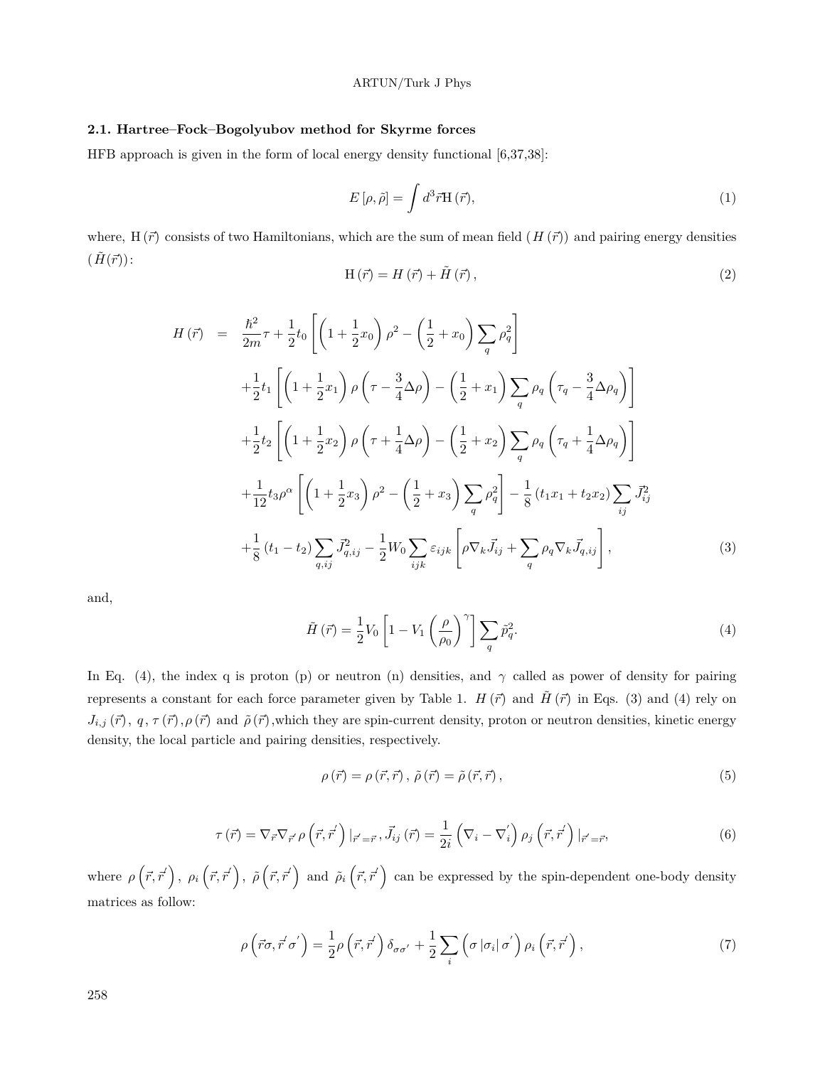### 2.1. Hartree–Fock–Bogolyubov method for Skyrme forces

HFB approach is given in the form of local energy density functional [6,37,38]:

$$E\left[\rho,\tilde{\rho}\right]=\int d^{3}\vec{r}\mathrm{H}\left(\vec{r}\right), \tag{1}$$

where, $\mathrm{H}\left(\vec{r}\right)$ consists of two Hamiltonians, which are the sum of mean field ( $H\left(\vec{r}\right)$) and pairing energy densities ( $\tilde{H}(\vec{r})$):

$$\mathrm{H}\left(\vec{r}\right)=H\left(\vec{r}\right)+\tilde{H}\left(\vec{r}\right), \tag{2}$$

$$\begin{aligned}
H\left(\vec{r}\right) \;=\;& \frac{\hbar^{2}}{2m}\tau+\frac{1}{2}t_{0}\left[\left(1+\frac{1}{2}x_{0}\right)\rho^{2}-\left(\frac{1}{2}+x_{0}\right)\sum_{q}\rho_{q}^{2}\right] \\
&+\frac{1}{2}t_{1}\left[\left(1+\frac{1}{2}x_{1}\right)\rho\left(\tau-\frac{3}{4}\Delta\rho\right)-\left(\frac{1}{2}+x_{1}\right)\sum_{q}\rho_{q}\left(\tau_{q}-\frac{3}{4}\Delta\rho_{q}\right)\right] \\
&+\frac{1}{2}t_{2}\left[\left(1+\frac{1}{2}x_{2}\right)\rho\left(\tau+\frac{1}{4}\Delta\rho\right)-\left(\frac{1}{2}+x_{2}\right)\sum_{q}\rho_{q}\left(\tau_{q}+\frac{1}{4}\Delta\rho_{q}\right)\right] \\
&+\frac{1}{12}t_{3}\rho^{\alpha}\left[\left(1+\frac{1}{2}x_{3}\right)\rho^{2}-\left(\frac{1}{2}+x_{3}\right)\sum_{q}\rho_{q}^{2}\right]-\frac{1}{8}\left(t_{1}x_{1}+t_{2}x_{2}\right)\sum_{ij}\vec{J}_{ij}^{2} \\
&+\frac{1}{8}\left(t_{1}-t_{2}\right)\sum_{q,ij}\vec{J}_{q,ij}^{2}-\frac{1}{2}W_{0}\sum_{ijk}\varepsilon_{ijk}\left[\rho\nabla_{k}\vec{J}_{ij}+\sum_{q}\rho_{q}\nabla_{k}\vec{J}_{q,ij}\right],
\end{aligned} \tag{3}$$

and,

$$\tilde{H}\left(\vec{r}\right)=\frac{1}{2}V_{0}\left[1-V_{1}\left(\frac{\rho}{\rho_{0}}\right)^{\gamma}\right]\sum_{q}\tilde{p}_{q}^{2}. \tag{4}$$

In Eq. (4), the index q is proton (p) or neutron (n) densities, and $\gamma$ called as power of density for pairing represents a constant for each force parameter given by Table 1. $H\left(\vec{r}\right)$ and $\tilde{H}\left(\vec{r}\right)$ in Eqs. (3) and (4) rely on $J_{i,j}\left(\vec{r}\right)$, $q$, $\tau\left(\vec{r}\right)$, $\rho\left(\vec{r}\right)$ and $\tilde{\rho}\left(\vec{r}\right)$,which they are spin-current density, proton or neutron densities, kinetic energy density, the local particle and pairing densities, respectively.

$$\rho\left(\vec{r}\right)=\rho\left(\vec{r},\vec{r}\right),\;\tilde{\rho}\left(\vec{r}\right)=\tilde{\rho}\left(\vec{r},\vec{r}\right), \tag{5}$$

$$\tau\left(\vec{r}\right)=\nabla_{\vec{r}}\nabla_{\vec{r}'}\rho\left(\vec{r},\vec{r}^{'}\right)|_{\vec{r}'=\vec{r}}\,,\vec{J}_{ij}\left(\vec{r}\right)=\frac{1}{2i}\left(\nabla_{i}-\nabla_{i}^{'}\right)\rho_{j}\left(\vec{r},\vec{r}^{'}\right)|_{\vec{r}'=\vec{r}}, \tag{6}$$

where $\rho\left(\vec{r},\vec{r}^{'}\right)$, $\rho_{i}\left(\vec{r},\vec{r}^{'}\right)$, $\tilde{\rho}\left(\vec{r},\vec{r}^{'}\right)$ and $\tilde{\rho}_{i}\left(\vec{r},\vec{r}^{'}\right)$ can be expressed by the spin-dependent one-body density matrices as follow:

$$\rho\left(\vec{r}\sigma,\vec{r}^{'}\sigma^{'}\right)=\frac{1}{2}\rho\left(\vec{r},\vec{r}^{'}\right)\delta_{\sigma\sigma'}+\frac{1}{2}\sum_{i}\left(\sigma\left|\sigma_{i}\right|\sigma^{'}\right)\rho_{i}\left(\vec{r},\vec{r}^{'}\right), \tag{7}$$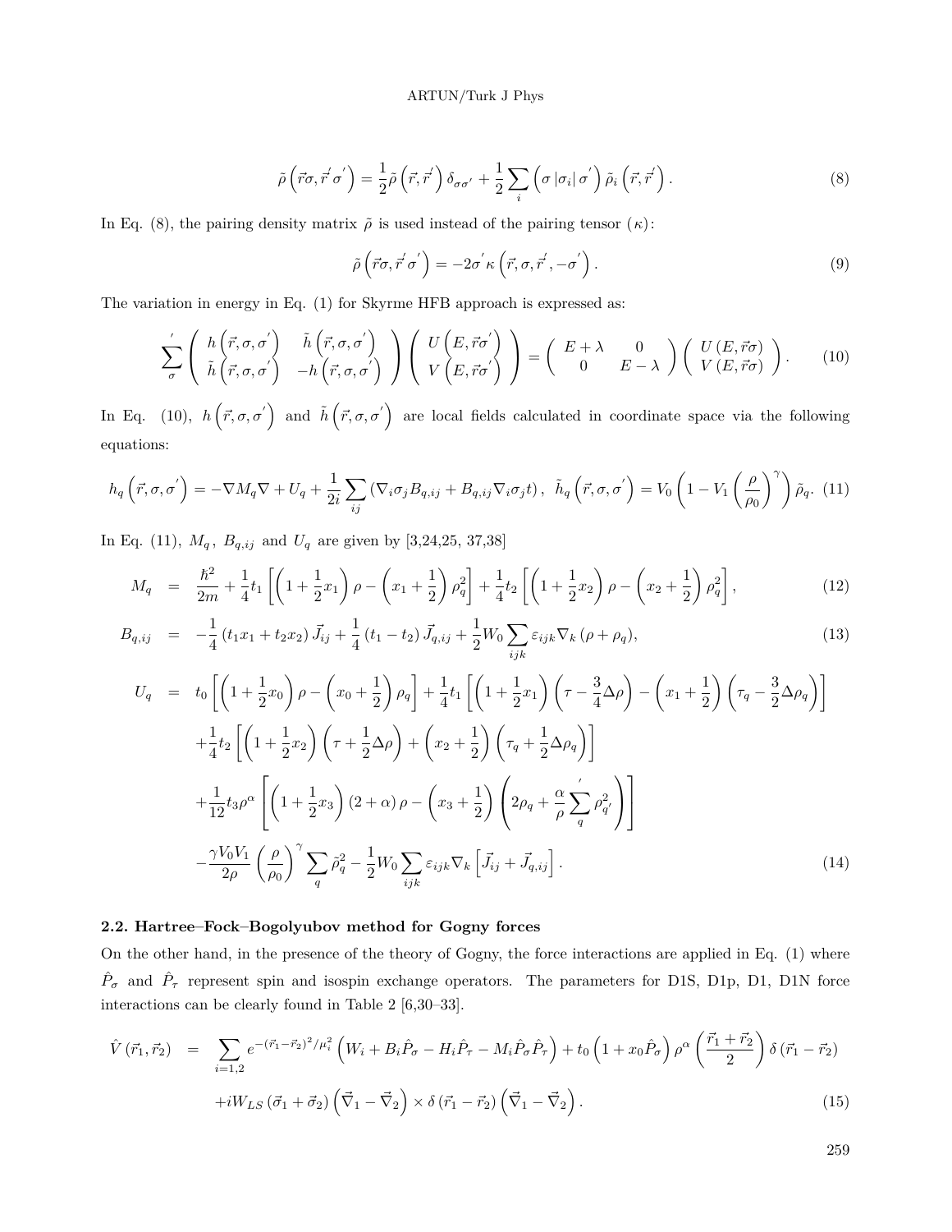$$\tilde{\rho}\left(\vec{r}\sigma, \vec{r}^{'}\sigma^{'}\right) = \frac{1}{2}\tilde{\rho}\left(\vec{r}, \vec{r}^{'}\right)\delta_{\sigma\sigma'} + \frac{1}{2}\sum_{i}\left(\sigma\left|\sigma_i\right|\sigma^{'}\right)\tilde{\rho}_i\left(\vec{r}, \vec{r}^{'}\right). \tag{8}$$

In Eq. (8), the pairing density matrix $\tilde{\rho}$ is used instead of the pairing tensor ($\kappa$):

$$\tilde{\rho}\left(\vec{r}\sigma, \vec{r}^{'}\sigma^{'}\right) = -2\sigma^{'}\kappa\left(\vec{r}, \sigma, \vec{r}^{'}, -\sigma^{'}\right). \tag{9}$$

The variation in energy in Eq. (1) for Skyrme HFB approach is expressed as:

$$\sum_{\sigma}^{'}\left(\begin{array}{cc} h\left(\vec{r}, \sigma, \sigma^{'}\right) & \tilde{h}\left(\vec{r}, \sigma, \sigma^{'}\right) \\ \tilde{h}\left(\vec{r}, \sigma, \sigma^{'}\right) & -h\left(\vec{r}, \sigma, \sigma^{'}\right) \end{array}\right)\left(\begin{array}{c} U\left(E, \vec{r}\sigma^{'}\right) \\ V\left(E, \vec{r}\sigma^{'}\right) \end{array}\right) = \left(\begin{array}{cc} E+\lambda & 0 \\ 0 & E-\lambda \end{array}\right)\left(\begin{array}{c} U\left(E, \vec{r}\sigma\right) \\ V\left(E, \vec{r}\sigma\right) \end{array}\right). \tag{10}$$

In Eq. (10), $h\left(\vec{r}, \sigma, \sigma^{'}\right)$ and $\tilde{h}\left(\vec{r}, \sigma, \sigma^{'}\right)$ are local fields calculated in coordinate space via the following equations:

$$h_q\left(\vec{r}, \sigma, \sigma^{'}\right) = -\nabla M_q \nabla + U_q + \frac{1}{2i}\sum_{ij}\left(\nabla_i \sigma_j B_{q,ij} + B_{q,ij}\nabla_i \sigma_j t\right), \ \tilde{h}_q\left(\vec{r}, \sigma, \sigma^{'}\right) = V_0\left(1 - V_1\left(\frac{\rho}{\rho_0}\right)^{\gamma}\right)\tilde{\rho}_q. \tag{11}$$

In Eq. (11), $M_q$, $B_{q,ij}$ and $U_q$ are given by [3,24,25, 37,38]

$$M_q = \frac{\hbar^2}{2m} + \frac{1}{4}t_1\left[\left(1 + \frac{1}{2}x_1\right)\rho - \left(x_1 + \frac{1}{2}\right)\rho_q^2\right] + \frac{1}{4}t_2\left[\left(1 + \frac{1}{2}x_2\right)\rho - \left(x_2 + \frac{1}{2}\right)\rho_q^2\right], \tag{12}$$

$$B_{q,ij} = -\frac{1}{4}\left(t_1 x_1 + t_2 x_2\right)\vec{J}_{ij} + \frac{1}{4}\left(t_1 - t_2\right)\vec{J}_{q,ij} + \frac{1}{2}W_0\sum_{ijk}\varepsilon_{ijk}\nabla_k\left(\rho + \rho_q\right), \tag{13}$$

$$\begin{aligned} U_q = \ & t_0\left[\left(1 + \frac{1}{2}x_0\right)\rho - \left(x_0 + \frac{1}{2}\right)\rho_q\right] + \frac{1}{4}t_1\left[\left(1 + \frac{1}{2}x_1\right)\left(\tau - \frac{3}{4}\Delta\rho\right) - \left(x_1 + \frac{1}{2}\right)\left(\tau_q - \frac{3}{2}\Delta\rho_q\right)\right] \\ & + \frac{1}{4}t_2\left[\left(1 + \frac{1}{2}x_2\right)\left(\tau + \frac{1}{2}\Delta\rho\right) + \left(x_2 + \frac{1}{2}\right)\left(\tau_q + \frac{1}{2}\Delta\rho_q\right)\right] \\ & + \frac{1}{12}t_3\rho^{\alpha}\left[\left(1 + \frac{1}{2}x_3\right)\left(2 + \alpha\right)\rho - \left(x_3 + \frac{1}{2}\right)\left(2\rho_q + \frac{\alpha}{\rho}\sum_{q}^{'}\rho_{q'}^2\right)\right] \\ & - \frac{\gamma V_0 V_1}{2\rho}\left(\frac{\rho}{\rho_0}\right)^{\gamma}\sum_{q}\tilde{\rho}_q^2 - \frac{1}{2}W_0\sum_{ijk}\varepsilon_{ijk}\nabla_k\left[\vec{J}_{ij} + \vec{J}_{q,ij}\right]. \end{aligned} \tag{14}$$

### 2.2. Hartree–Fock–Bogolyubov method for Gogny forces

On the other hand, in the presence of the theory of Gogny, the force interactions are applied in Eq. (1) where $\hat{P}_\sigma$ and $\hat{P}_\tau$ represent spin and isospin exchange operators. The parameters for D1S, D1p, D1, D1N force interactions can be clearly found in Table 2 [6,30–33].

$$\begin{aligned} \hat{V}\left(\vec{r}_1, \vec{r}_2\right) = \ & \sum_{i=1,2} e^{-\left(\vec{r}_1 - \vec{r}_2\right)^2/\mu_i^2}\left(W_i + B_i\hat{P}_\sigma - H_i\hat{P}_\tau - M_i\hat{P}_\sigma\hat{P}_\tau\right) + t_0\left(1 + x_0\hat{P}_\sigma\right)\rho^{\alpha}\left(\frac{\vec{r}_1 + \vec{r}_2}{2}\right)\delta\left(\vec{r}_1 - \vec{r}_2\right) \\ & + iW_{LS}\left(\vec{\sigma}_1 + \vec{\sigma}_2\right)\left(\vec{\nabla}_1 - \vec{\nabla}_2\right) \times \delta\left(\vec{r}_1 - \vec{r}_2\right)\left(\vec{\nabla}_1 - \vec{\nabla}_2\right). \end{aligned} \tag{15}$$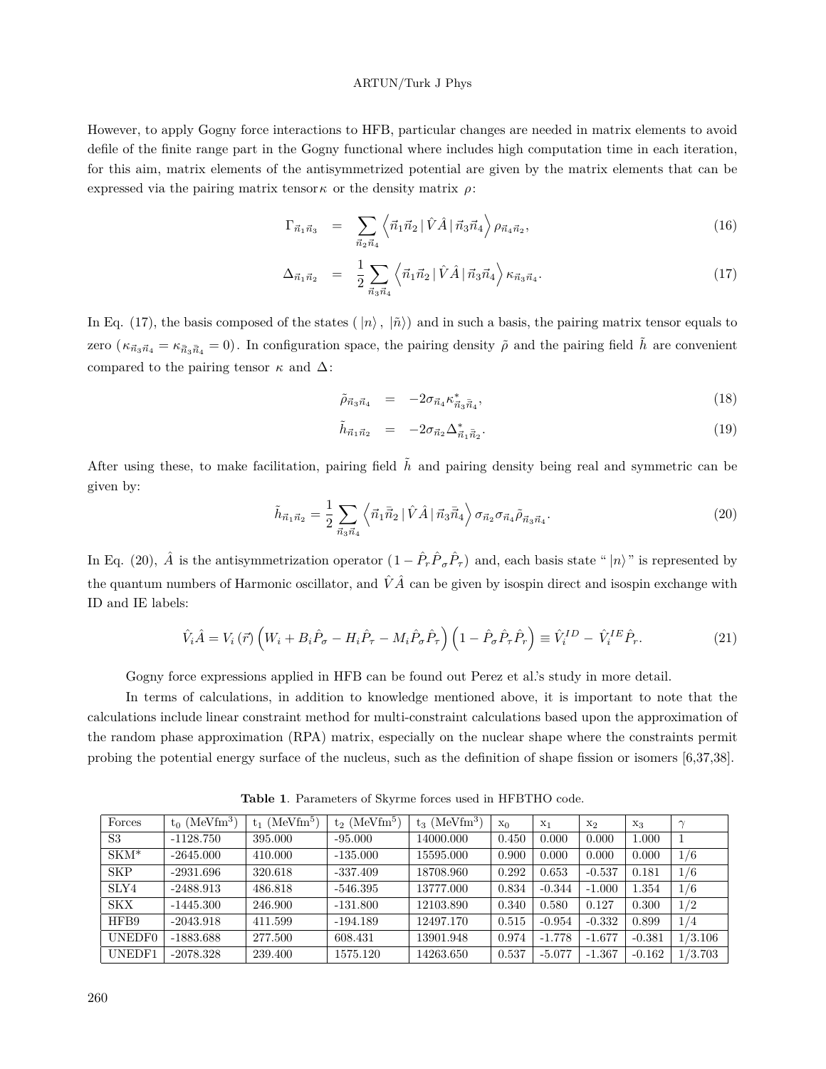However, to apply Gogny force interactions to HFB, particular changes are needed in matrix elements to avoid defile of the finite range part in the Gogny functional where includes high computation time in each iteration, for this aim, matrix elements of the antisymmetrized potential are given by the matrix elements that can be expressed via the pairing matrix tensor $\kappa$ or the density matrix $\rho$:

$$\Gamma_{\vec{n}_1\vec{n}_3} = \sum_{\vec{n}_2\vec{n}_4} \left\langle \vec{n}_1\vec{n}_2 \,|\, \hat{V}\hat{A} \,|\, \vec{n}_3\vec{n}_4 \right\rangle \rho_{\vec{n}_4\vec{n}_2}, \tag{16}$$

$$\Delta_{\vec{n}_1\vec{n}_2} = \frac{1}{2} \sum_{\vec{n}_3\vec{n}_4} \left\langle \vec{n}_1\vec{n}_2 \,|\, \hat{V}\hat{A} \,|\, \vec{n}_3\vec{n}_4 \right\rangle \kappa_{\vec{n}_3\vec{n}_4}. \tag{17}$$

In Eq. (17), the basis composed of the states ( $|n\rangle$ , $|\tilde{n}\rangle$) and in such a basis, the pairing matrix tensor equals to zero ($\kappa_{\vec{n}_3\vec{n}_4} = \kappa_{\bar{\vec{n}}_3\bar{\vec{n}}_4} = 0$). In configuration space, the pairing density $\tilde{\rho}$ and the pairing field $\tilde{h}$ are convenient compared to the pairing tensor $\kappa$ and $\Delta$:

$$\tilde{\rho}_{\vec{n}_3\vec{n}_4} = -2\sigma_{\vec{n}_4}\kappa^*_{\vec{n}_3\bar{\vec{n}}_4}, \tag{18}$$

$$\tilde{h}_{\vec{n}_1\vec{n}_2} = -2\sigma_{\vec{n}_2}\Delta^*_{\vec{n}_1\bar{\vec{n}}_2}. \tag{19}$$

After using these, to make facilitation, pairing field $\tilde{h}$ and pairing density being real and symmetric can be given by:

$$\tilde{h}_{\vec{n}_1\vec{n}_2} = \frac{1}{2} \sum_{\vec{n}_3\vec{n}_4} \left\langle \vec{n}_1\bar{\vec{n}}_2 \,|\, \hat{V}\hat{A} \,|\, \vec{n}_3\bar{\vec{n}}_4 \right\rangle \sigma_{\vec{n}_2}\sigma_{\vec{n}_4}\tilde{\rho}_{\vec{n}_3\vec{n}_4}. \tag{20}$$

In Eq. (20), $\hat{A}$ is the antisymmetrization operator $(1 - \hat{P}_r\hat{P}_\sigma\hat{P}_\tau)$ and, each basis state " $|n\rangle$ " is represented by the quantum numbers of Harmonic oscillator, and $\hat{V}\hat{A}$ can be given by isospin direct and isospin exchange with ID and IE labels:

$$\hat{V}_i\hat{A} = V_i(\vec{r})\left(W_i + B_i\hat{P}_\sigma - H_i\hat{P}_\tau - M_i\hat{P}_\sigma\hat{P}_\tau\right)\left(1 - \hat{P}_\sigma\hat{P}_\tau\hat{P}_r\right) \equiv \hat{V}_i^{ID} - \hat{V}_i^{IE}\hat{P}_r. \tag{21}$$

Gogny force expressions applied in HFB can be found out Perez et al.'s study in more detail.

In terms of calculations, in addition to knowledge mentioned above, it is important to note that the calculations include linear constraint method for multi-constraint calculations based upon the approximation of the random phase approximation (RPA) matrix, especially on the nuclear shape where the constraints permit probing the potential energy surface of the nucleus, such as the definition of shape fission or isomers [6,37,38].

**Table 1**. Parameters of Skyrme forces used in HFBTHO code.

| Forces | $t_0$ (MeVfm$^3$) | $t_1$ (MeVfm$^5$) | $t_2$ (MeVfm$^5$) | $t_3$ (MeVfm$^3$) | $x_0$ | $x_1$ | $x_2$ | $x_3$ | $\gamma$ |
|---|---|---|---|---|---|---|---|---|---|
| S3 | -1128.750 | 395.000 | -95.000 | 14000.000 | 0.450 | 0.000 | 0.000 | 1.000 | 1 |
| SKM* | -2645.000 | 410.000 | -135.000 | 15595.000 | 0.900 | 0.000 | 0.000 | 0.000 | 1/6 |
| SKP | -2931.696 | 320.618 | -337.409 | 18708.960 | 0.292 | 0.653 | -0.537 | 0.181 | 1/6 |
| SLY4 | -2488.913 | 486.818 | -546.395 | 13777.000 | 0.834 | -0.344 | -1.000 | 1.354 | 1/6 |
| SKX | -1445.300 | 246.900 | -131.800 | 12103.890 | 0.340 | 0.580 | 0.127 | 0.300 | 1/2 |
| HFB9 | -2043.918 | 411.599 | -194.189 | 12497.170 | 0.515 | -0.954 | -0.332 | 0.899 | 1/4 |
| UNEDF0 | -1883.688 | 277.500 | 608.431 | 13901.948 | 0.974 | -1.778 | -1.677 | -0.381 | 1/3.106 |
| UNEDF1 | -2078.328 | 239.400 | 1575.120 | 14263.650 | 0.537 | -5.077 | -1.367 | -0.162 | 1/3.703 |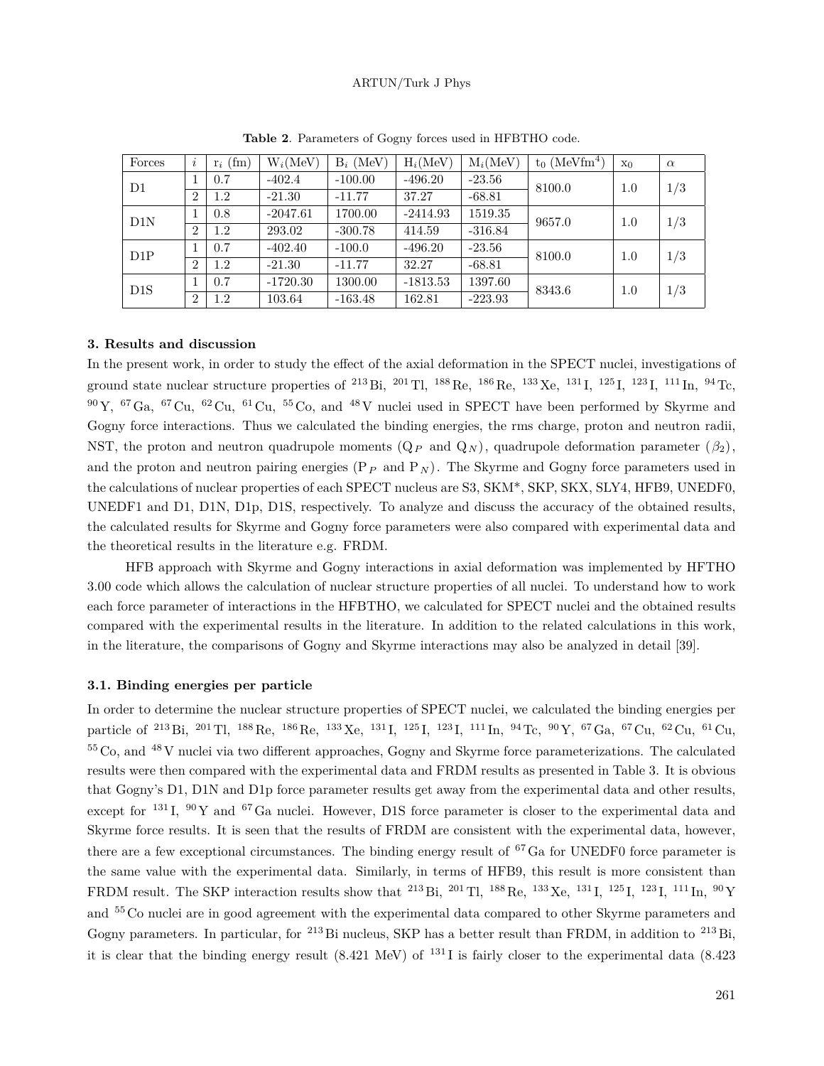**Table 2**. Parameters of Gogny forces used in HFBTHO code.

| Forces | $i$ | $r_i$ (fm) | $W_i$(MeV) | $B_i$ (MeV) | $H_i$(MeV) | $M_i$(MeV) | $t_0$ (MeVfm$^4$) | $x_0$ | $\alpha$ |
|---|---|---|---|---|---|---|---|---|---|
| D1 | 1 | 0.7 | -402.4 | -100.00 | -496.20 | -23.56 | 8100.0 | 1.0 | 1/3 |
| | 2 | 1.2 | -21.30 | -11.77 | 37.27 | -68.81 | | | |
| D1N | 1 | 0.8 | -2047.61 | 1700.00 | -2414.93 | 1519.35 | 9657.0 | 1.0 | 1/3 |
| | 2 | 1.2 | 293.02 | -300.78 | 414.59 | -316.84 | | | |
| D1P | 1 | 0.7 | -402.40 | -100.0 | -496.20 | -23.56 | 8100.0 | 1.0 | 1/3 |
| | 2 | 1.2 | -21.30 | -11.77 | 32.27 | -68.81 | | | |
| D1S | 1 | 0.7 | -1720.30 | 1300.00 | -1813.53 | 1397.60 | 8343.6 | 1.0 | 1/3 |
| | 2 | 1.2 | 103.64 | -163.48 | 162.81 | -223.93 | | | |

### 3. Results and discussion

In the present work, in order to study the effect of the axial deformation in the SPECT nuclei, investigations of ground state nuclear structure properties of $^{213}$Bi, $^{201}$Tl, $^{188}$Re, $^{186}$Re, $^{133}$Xe, $^{131}$I, $^{125}$I, $^{123}$I, $^{111}$In, $^{94}$Tc, $^{90}$Y, $^{67}$Ga, $^{67}$Cu, $^{62}$Cu, $^{61}$Cu, $^{55}$Co, and $^{48}$V nuclei used in SPECT have been performed by Skyrme and Gogny force interactions. Thus we calculated the binding energies, the rms charge, proton and neutron radii, NST, the proton and neutron quadrupole moments ($Q_P$ and $Q_N$), quadrupole deformation parameter ($\beta_2$), and the proton and neutron pairing energies ($P_P$ and $P_N$). The Skyrme and Gogny force parameters used in the calculations of nuclear properties of each SPECT nucleus are S3, SKM*, SKP, SKX, SLY4, HFB9, UNEDF0, UNEDF1 and D1, D1N, D1p, D1S, respectively. To analyze and discuss the accuracy of the obtained results, the calculated results for Skyrme and Gogny force parameters were also compared with experimental data and the theoretical results in the literature e.g. FRDM.

HFB approach with Skyrme and Gogny interactions in axial deformation was implemented by HFTHO 3.00 code which allows the calculation of nuclear structure properties of all nuclei. To understand how to work each force parameter of interactions in the HFBTHO, we calculated for SPECT nuclei and the obtained results compared with the experimental results in the literature. In addition to the related calculations in this work, in the literature, the comparisons of Gogny and Skyrme interactions may also be analyzed in detail [39].

#### 3.1. Binding energies per particle

In order to determine the nuclear structure properties of SPECT nuclei, we calculated the binding energies per particle of $^{213}$Bi, $^{201}$Tl, $^{188}$Re, $^{186}$Re, $^{133}$Xe, $^{131}$I, $^{125}$I, $^{123}$I, $^{111}$In, $^{94}$Tc, $^{90}$Y, $^{67}$Ga, $^{67}$Cu, $^{62}$Cu, $^{61}$Cu, $^{55}$Co, and $^{48}$V nuclei via two different approaches, Gogny and Skyrme force parameterizations. The calculated results were then compared with the experimental data and FRDM results as presented in Table 3. It is obvious that Gogny's D1, D1N and D1p force parameter results get away from the experimental data and other results, except for $^{131}$I, $^{90}$Y and $^{67}$Ga nuclei. However, D1S force parameter is closer to the experimental data and Skyrme force results. It is seen that the results of FRDM are consistent with the experimental data, however, there are a few exceptional circumstances. The binding energy result of $^{67}$Ga for UNEDF0 force parameter is the same value with the experimental data. Similarly, in terms of HFB9, this result is more consistent than FRDM result. The SKP interaction results show that $^{213}$Bi, $^{201}$Tl, $^{188}$Re, $^{133}$Xe, $^{131}$I, $^{125}$I, $^{123}$I, $^{111}$In, $^{90}$Y and $^{55}$Co nuclei are in good agreement with the experimental data compared to other Skyrme parameters and Gogny parameters. In particular, for $^{213}$Bi nucleus, SKP has a better result than FRDM, in addition to $^{213}$Bi, it is clear that the binding energy result (8.421 MeV) of $^{131}$I is fairly closer to the experimental data (8.423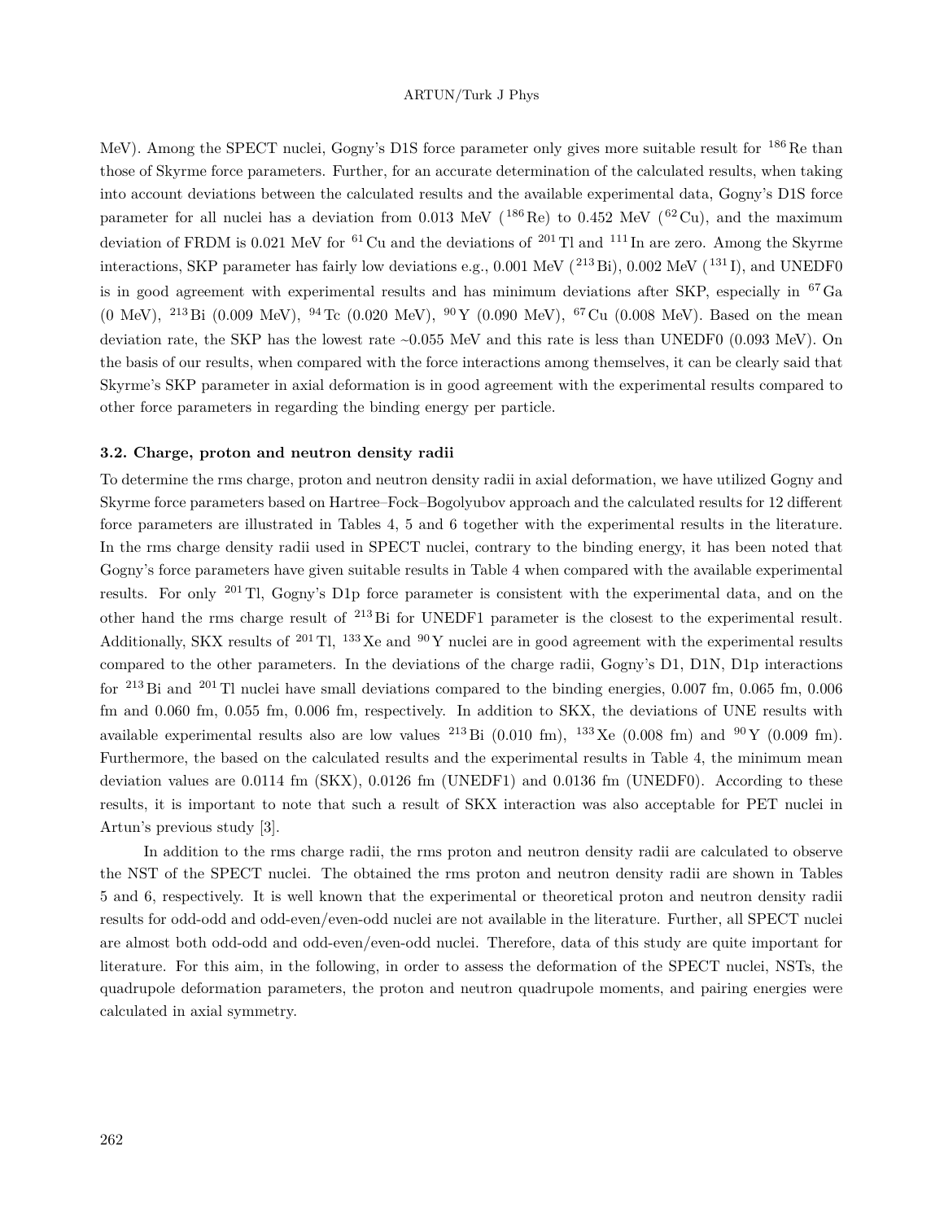MeV). Among the SPECT nuclei, Gogny's D1S force parameter only gives more suitable result for $^{186}$Re than those of Skyrme force parameters. Further, for an accurate determination of the calculated results, when taking into account deviations between the calculated results and the available experimental data, Gogny's D1S force parameter for all nuclei has a deviation from 0.013 MeV ($^{186}$Re) to 0.452 MeV ($^{62}$Cu), and the maximum deviation of FRDM is 0.021 MeV for $^{61}$Cu and the deviations of $^{201}$Tl and $^{111}$In are zero. Among the Skyrme interactions, SKP parameter has fairly low deviations e.g., 0.001 MeV ($^{213}$Bi), 0.002 MeV ($^{131}$I), and UNEDF0 is in good agreement with experimental results and has minimum deviations after SKP, especially in $^{67}$Ga (0 MeV), $^{213}$Bi (0.009 MeV), $^{94}$Tc (0.020 MeV), $^{90}$Y (0.090 MeV), $^{67}$Cu (0.008 MeV). Based on the mean deviation rate, the SKP has the lowest rate ~0.055 MeV and this rate is less than UNEDF0 (0.093 MeV). On the basis of our results, when compared with the force interactions among themselves, it can be clearly said that Skyrme's SKP parameter in axial deformation is in good agreement with the experimental results compared to other force parameters in regarding the binding energy per particle.

### 3.2. Charge, proton and neutron density radii

To determine the rms charge, proton and neutron density radii in axial deformation, we have utilized Gogny and Skyrme force parameters based on Hartree–Fock–Bogolyubov approach and the calculated results for 12 different force parameters are illustrated in Tables 4, 5 and 6 together with the experimental results in the literature. In the rms charge density radii used in SPECT nuclei, contrary to the binding energy, it has been noted that Gogny's force parameters have given suitable results in Table 4 when compared with the available experimental results. For only $^{201}$Tl, Gogny's D1p force parameter is consistent with the experimental data, and on the other hand the rms charge result of $^{213}$Bi for UNEDF1 parameter is the closest to the experimental result. Additionally, SKX results of $^{201}$Tl, $^{133}$Xe and $^{90}$Y nuclei are in good agreement with the experimental results compared to the other parameters. In the deviations of the charge radii, Gogny's D1, D1N, D1p interactions for $^{213}$Bi and $^{201}$Tl nuclei have small deviations compared to the binding energies, 0.007 fm, 0.065 fm, 0.006 fm and 0.060 fm, 0.055 fm, 0.006 fm, respectively. In addition to SKX, the deviations of UNE results with available experimental results also are low values $^{213}$Bi (0.010 fm), $^{133}$Xe (0.008 fm) and $^{90}$Y (0.009 fm). Furthermore, the based on the calculated results and the experimental results in Table 4, the minimum mean deviation values are 0.0114 fm (SKX), 0.0126 fm (UNEDF1) and 0.0136 fm (UNEDF0). According to these results, it is important to note that such a result of SKX interaction was also acceptable for PET nuclei in Artun's previous study [3].

In addition to the rms charge radii, the rms proton and neutron density radii are calculated to observe the NST of the SPECT nuclei. The obtained the rms proton and neutron density radii are shown in Tables 5 and 6, respectively. It is well known that the experimental or theoretical proton and neutron density radii results for odd-odd and odd-even/even-odd nuclei are not available in the literature. Further, all SPECT nuclei are almost both odd-odd and odd-even/even-odd nuclei. Therefore, data of this study are quite important for literature. For this aim, in the following, in order to assess the deformation of the SPECT nuclei, NSTs, the quadrupole deformation parameters, the proton and neutron quadrupole moments, and pairing energies were calculated in axial symmetry.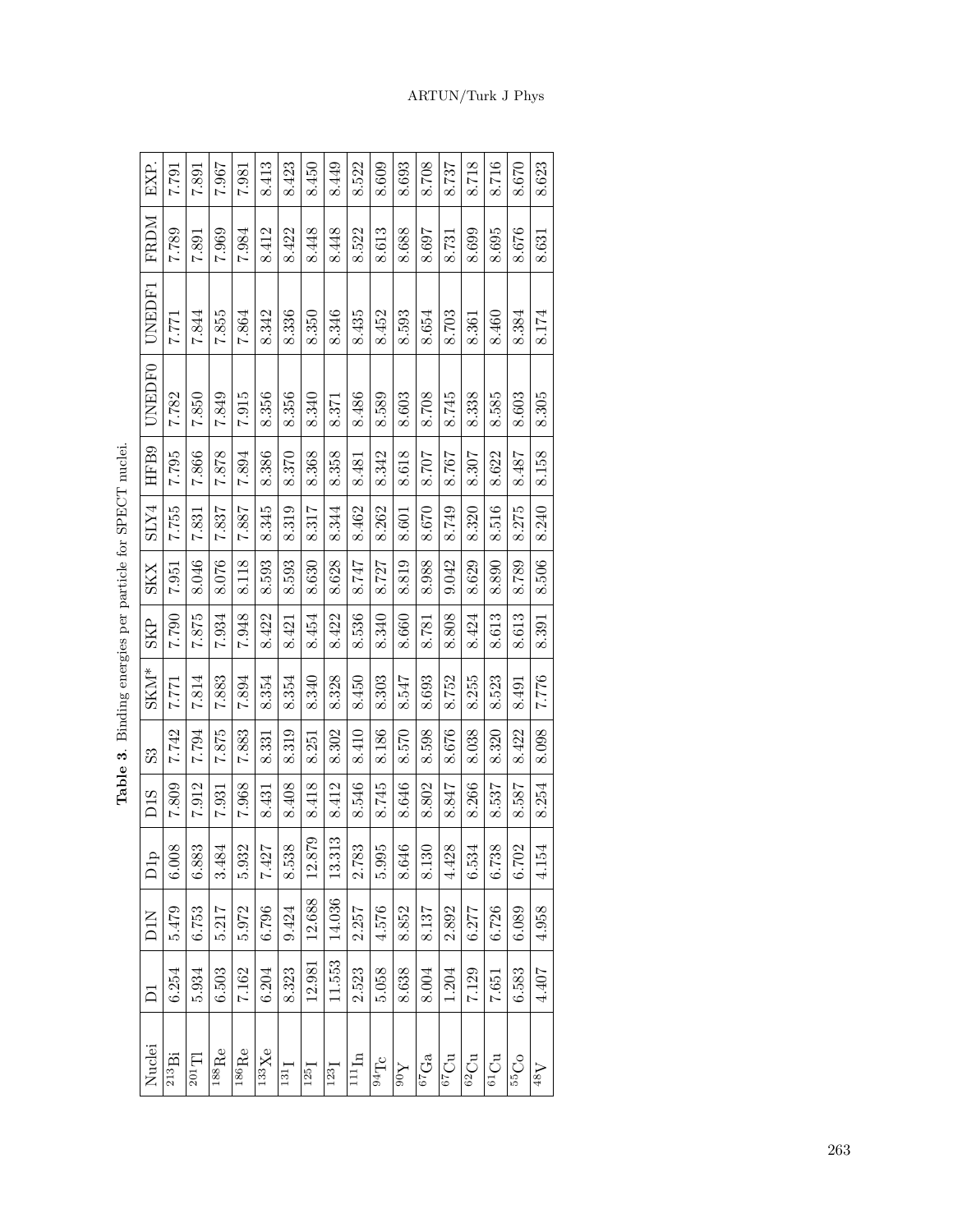**Table 3.** Binding energies per particle for SPECT nuclei.

| Nuclei | D1 | D1N | D1p | D1S | S3 | SKM* | SKP | SKX | SLY4 | HFB9 | UNEDF0 | UNEDF1 | FRDM | EXP. |
|---|---|---|---|---|---|---|---|---|---|---|---|---|---|---|
| $^{213}$Bi | 6.254 | 5.479 | 6.008 | 7.809 | 7.742 | 7.771 | 7.790 | 7.951 | 7.755 | 7.795 | 7.782 | 7.771 | 7.789 | 7.791 |
| $^{201}$Tl | 5.934 | 6.753 | 6.883 | 7.912 | 7.794 | 7.814 | 7.875 | 8.046 | 7.831 | 7.866 | 7.850 | 7.844 | 7.891 | 7.891 |
| $^{188}$Re | 6.503 | 5.217 | 3.484 | 7.931 | 7.875 | 7.883 | 7.934 | 8.076 | 7.837 | 7.878 | 7.849 | 7.855 | 7.969 | 7.967 |
| $^{186}$Re | 7.162 | 5.972 | 5.932 | 7.968 | 7.883 | 7.894 | 7.948 | 8.118 | 7.887 | 7.894 | 7.915 | 7.864 | 7.984 | 7.981 |
| $^{133}$Xe | 6.204 | 6.796 | 7.427 | 8.431 | 8.331 | 8.354 | 8.422 | 8.593 | 8.345 | 8.386 | 8.356 | 8.342 | 8.412 | 8.413 |
| $^{131}$I | 8.323 | 9.424 | 8.538 | 8.408 | 8.319 | 8.354 | 8.421 | 8.593 | 8.319 | 8.370 | 8.356 | 8.336 | 8.422 | 8.423 |
| $^{125}$I | 12.981 | 12.688 | 12.879 | 8.418 | 8.251 | 8.340 | 8.454 | 8.630 | 8.317 | 8.368 | 8.340 | 8.350 | 8.448 | 8.450 |
| $^{123}$I | 11.553 | 14.036 | 13.313 | 8.412 | 8.302 | 8.328 | 8.422 | 8.628 | 8.344 | 8.358 | 8.371 | 8.346 | 8.448 | 8.449 |
| $^{111}$In | 2.523 | 2.257 | 2.783 | 8.546 | 8.410 | 8.450 | 8.536 | 8.747 | 8.462 | 8.481 | 8.486 | 8.435 | 8.522 | 8.522 |
| $^{94}$Tc | 5.058 | 4.576 | 5.995 | 8.745 | 8.186 | 8.303 | 8.340 | 8.727 | 8.262 | 8.342 | 8.589 | 8.452 | 8.613 | 8.609 |
| $^{90}$Y | 8.638 | 8.852 | 8.646 | 8.646 | 8.570 | 8.547 | 8.660 | 8.819 | 8.601 | 8.618 | 8.603 | 8.593 | 8.688 | 8.693 |
| $^{67}$Ga | 8.004 | 8.137 | 8.130 | 8.802 | 8.598 | 8.693 | 8.781 | 8.988 | 8.670 | 8.707 | 8.708 | 8.654 | 8.697 | 8.708 |
| $^{67}$Cu | 1.204 | 2.892 | 4.428 | 8.847 | 8.676 | 8.752 | 8.808 | 9.042 | 8.749 | 8.767 | 8.745 | 8.703 | 8.731 | 8.737 |
| $^{62}$Cu | 7.129 | 6.277 | 6.534 | 8.266 | 8.038 | 8.255 | 8.424 | 8.629 | 8.320 | 8.307 | 8.338 | 8.361 | 8.699 | 8.718 |
| $^{61}$Cu | 7.651 | 6.726 | 6.738 | 8.537 | 8.320 | 8.523 | 8.613 | 8.890 | 8.516 | 8.622 | 8.585 | 8.460 | 8.695 | 8.716 |
| $^{55}$Co | 6.583 | 6.089 | 6.702 | 8.587 | 8.422 | 8.491 | 8.613 | 8.789 | 8.275 | 8.487 | 8.603 | 8.384 | 8.676 | 8.670 |
| $^{48}$V | 4.407 | 4.958 | 4.154 | 8.254 | 8.098 | 7.776 | 8.391 | 8.506 | 8.240 | 8.158 | 8.305 | 8.174 | 8.631 | 8.623 |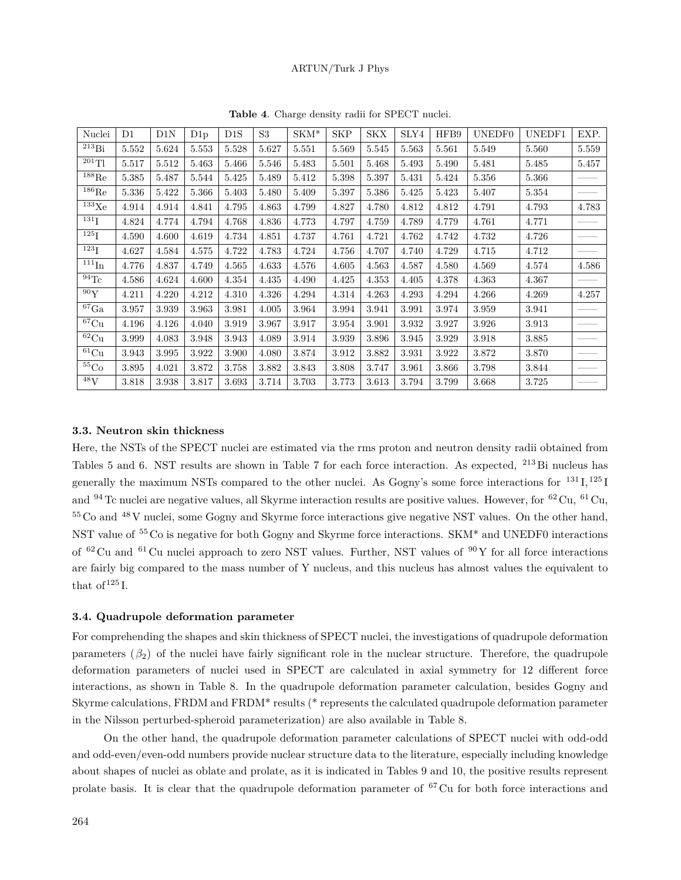**Table 4**. Charge density radii for SPECT nuclei.

| Nuclei | D1 | D1N | D1p | D1S | S3 | SKM* | SKP | SKX | SLY4 | HFB9 | UNEDF0 | UNEDF1 | EXP. |
|---|---|---|---|---|---|---|---|---|---|---|---|---|---|
| $^{213}$Bi | 5.552 | 5.624 | 5.553 | 5.528 | 5.627 | 5.551 | 5.569 | 5.545 | 5.563 | 5.561 | 5.549 | 5.560 | 5.559 |
| $^{201}$Tl | 5.517 | 5.512 | 5.463 | 5.466 | 5.546 | 5.483 | 5.501 | 5.468 | 5.493 | 5.490 | 5.481 | 5.485 | 5.457 |
| $^{188}$Re | 5.385 | 5.487 | 5.544 | 5.425 | 5.489 | 5.412 | 5.398 | 5.397 | 5.431 | 5.424 | 5.356 | 5.366 | —— |
| $^{186}$Re | 5.336 | 5.422 | 5.366 | 5.403 | 5.480 | 5.409 | 5.397 | 5.386 | 5.425 | 5.423 | 5.407 | 5.354 | —— |
| $^{133}$Xe | 4.914 | 4.914 | 4.841 | 4.795 | 4.863 | 4.799 | 4.827 | 4.780 | 4.812 | 4.812 | 4.791 | 4.793 | 4.783 |
| $^{131}$I | 4.824 | 4.774 | 4.794 | 4.768 | 4.836 | 4.773 | 4.797 | 4.759 | 4.789 | 4.779 | 4.761 | 4.771 | —— |
| $^{125}$I | 4.590 | 4.600 | 4.619 | 4.734 | 4.851 | 4.737 | 4.761 | 4.721 | 4.762 | 4.742 | 4.732 | 4.726 | —— |
| $^{123}$I | 4.627 | 4.584 | 4.575 | 4.722 | 4.783 | 4.724 | 4.756 | 4.707 | 4.740 | 4.729 | 4.715 | 4.712 | —— |
| $^{111}$In | 4.776 | 4.837 | 4.749 | 4.565 | 4.633 | 4.576 | 4.605 | 4.563 | 4.587 | 4.580 | 4.569 | 4.574 | 4.586 |
| $^{94}$Tc | 4.586 | 4.624 | 4.600 | 4.354 | 4.435 | 4.490 | 4.425 | 4.353 | 4.405 | 4.378 | 4.363 | 4.367 | —— |
| $^{90}$Y | 4.211 | 4.220 | 4.212 | 4.310 | 4.326 | 4.294 | 4.314 | 4.263 | 4.293 | 4.294 | 4.266 | 4.269 | 4.257 |
| $^{67}$Ga | 3.957 | 3.939 | 3.963 | 3.981 | 4.005 | 3.964 | 3.994 | 3.941 | 3.991 | 3.974 | 3.959 | 3.941 | —— |
| $^{67}$Cu | 4.196 | 4.126 | 4.040 | 3.919 | 3.967 | 3.917 | 3.954 | 3.901 | 3.932 | 3.927 | 3.926 | 3.913 | —— |
| $^{62}$Cu | 3.999 | 4.083 | 3.948 | 3.943 | 4.089 | 3.914 | 3.939 | 3.896 | 3.945 | 3.929 | 3.918 | 3.885 | —— |
| $^{61}$Cu | 3.943 | 3.995 | 3.922 | 3.900 | 4.080 | 3.874 | 3.912 | 3.882 | 3.931 | 3.922 | 3.872 | 3.870 | —— |
| $^{55}$Co | 3.895 | 4.021 | 3.872 | 3.758 | 3.882 | 3.843 | 3.808 | 3.747 | 3.961 | 3.866 | 3.798 | 3.844 | —— |
| $^{48}$V | 3.818 | 3.938 | 3.817 | 3.693 | 3.714 | 3.703 | 3.773 | 3.613 | 3.794 | 3.799 | 3.668 | 3.725 | —— |

### 3.3. Neutron skin thickness

Here, the NSTs of the SPECT nuclei are estimated via the rms proton and neutron density radii obtained from Tables 5 and 6. NST results are shown in Table 7 for each force interaction. As expected, $^{213}$Bi nucleus has generally the maximum NSTs compared to the other nuclei. As Gogny's some force interactions for $^{131}$I, $^{125}$I and $^{94}$Tc nuclei are negative values, all Skyrme interaction results are positive values. However, for $^{62}$Cu, $^{61}$Cu, $^{55}$Co and $^{48}$V nuclei, some Gogny and Skyrme force interactions give negative NST values. On the other hand, NST value of $^{55}$Co is negative for both Gogny and Skyrme force interactions. SKM* and UNEDF0 interactions of $^{62}$Cu and $^{61}$Cu nuclei approach to zero NST values. Further, NST values of $^{90}$Y for all force interactions are fairly big compared to the mass number of Y nucleus, and this nucleus has almost values the equivalent to that of $^{125}$I.

### 3.4. Quadrupole deformation parameter

For comprehending the shapes and skin thickness of SPECT nuclei, the investigations of quadrupole deformation parameters ($\beta_2$) of the nuclei have fairly significant role in the nuclear structure. Therefore, the quadrupole deformation parameters of nuclei used in SPECT are calculated in axial symmetry for 12 different force interactions, as shown in Table 8. In the quadrupole deformation parameter calculation, besides Gogny and Skyrme calculations, FRDM and FRDM* results (* represents the calculated quadrupole deformation parameter in the Nilsson perturbed-spheroid parameterization) are also available in Table 8.

On the other hand, the quadrupole deformation parameter calculations of SPECT nuclei with odd-odd and odd-even/even-odd numbers provide nuclear structure data to the literature, especially including knowledge about shapes of nuclei as oblate and prolate, as it is indicated in Tables 9 and 10, the positive results represent prolate basis. It is clear that the quadrupole deformation parameter of $^{67}$Cu for both force interactions and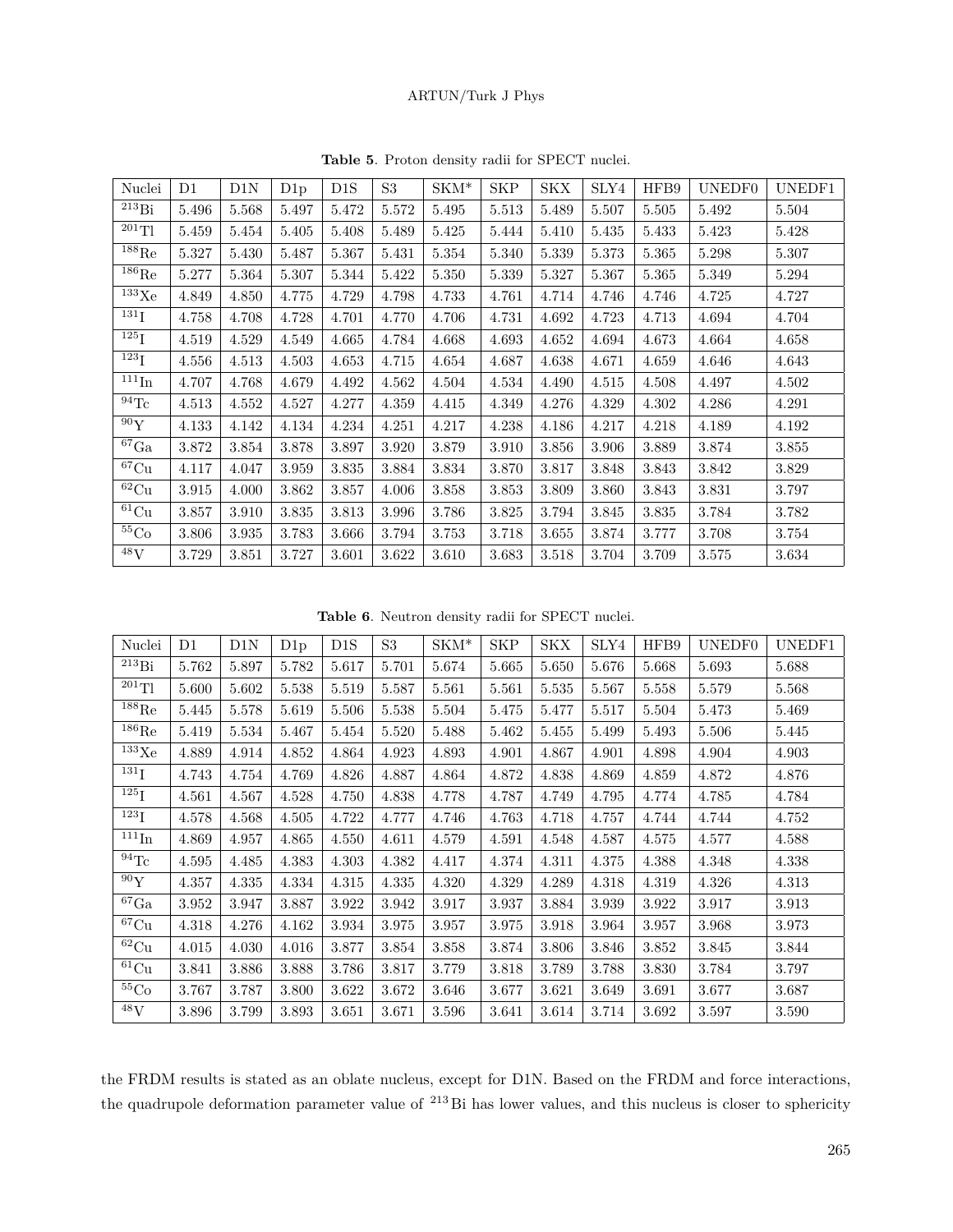**Table 5**. Proton density radii for SPECT nuclei.

| Nuclei | D1 | D1N | D1p | D1S | S3 | SKM* | SKP | SKX | SLY4 | HFB9 | UNEDF0 | UNEDF1 |
|---|---|---|---|---|---|---|---|---|---|---|---|---|
| $^{213}$Bi | 5.496 | 5.568 | 5.497 | 5.472 | 5.572 | 5.495 | 5.513 | 5.489 | 5.507 | 5.505 | 5.492 | 5.504 |
| $^{201}$Tl | 5.459 | 5.454 | 5.405 | 5.408 | 5.489 | 5.425 | 5.444 | 5.410 | 5.435 | 5.433 | 5.423 | 5.428 |
| $^{188}$Re | 5.327 | 5.430 | 5.487 | 5.367 | 5.431 | 5.354 | 5.340 | 5.339 | 5.373 | 5.365 | 5.298 | 5.307 |
| $^{186}$Re | 5.277 | 5.364 | 5.307 | 5.344 | 5.422 | 5.350 | 5.339 | 5.327 | 5.367 | 5.365 | 5.349 | 5.294 |
| $^{133}$Xe | 4.849 | 4.850 | 4.775 | 4.729 | 4.798 | 4.733 | 4.761 | 4.714 | 4.746 | 4.746 | 4.725 | 4.727 |
| $^{131}$I | 4.758 | 4.708 | 4.728 | 4.701 | 4.770 | 4.706 | 4.731 | 4.692 | 4.723 | 4.713 | 4.694 | 4.704 |
| $^{125}$I | 4.519 | 4.529 | 4.549 | 4.665 | 4.784 | 4.668 | 4.693 | 4.652 | 4.694 | 4.673 | 4.664 | 4.658 |
| $^{123}$I | 4.556 | 4.513 | 4.503 | 4.653 | 4.715 | 4.654 | 4.687 | 4.638 | 4.671 | 4.659 | 4.646 | 4.643 |
| $^{111}$In | 4.707 | 4.768 | 4.679 | 4.492 | 4.562 | 4.504 | 4.534 | 4.490 | 4.515 | 4.508 | 4.497 | 4.502 |
| $^{94}$Tc | 4.513 | 4.552 | 4.527 | 4.277 | 4.359 | 4.415 | 4.349 | 4.276 | 4.329 | 4.302 | 4.286 | 4.291 |
| $^{90}$Y | 4.133 | 4.142 | 4.134 | 4.234 | 4.251 | 4.217 | 4.238 | 4.186 | 4.217 | 4.218 | 4.189 | 4.192 |
| $^{67}$Ga | 3.872 | 3.854 | 3.878 | 3.897 | 3.920 | 3.879 | 3.910 | 3.856 | 3.906 | 3.889 | 3.874 | 3.855 |
| $^{67}$Cu | 4.117 | 4.047 | 3.959 | 3.835 | 3.884 | 3.834 | 3.870 | 3.817 | 3.848 | 3.843 | 3.842 | 3.829 |
| $^{62}$Cu | 3.915 | 4.000 | 3.862 | 3.857 | 4.006 | 3.858 | 3.853 | 3.809 | 3.860 | 3.843 | 3.831 | 3.797 |
| $^{61}$Cu | 3.857 | 3.910 | 3.835 | 3.813 | 3.996 | 3.786 | 3.825 | 3.794 | 3.845 | 3.835 | 3.784 | 3.782 |
| $^{55}$Co | 3.806 | 3.935 | 3.783 | 3.666 | 3.794 | 3.753 | 3.718 | 3.655 | 3.874 | 3.777 | 3.708 | 3.754 |
| $^{48}$V | 3.729 | 3.851 | 3.727 | 3.601 | 3.622 | 3.610 | 3.683 | 3.518 | 3.704 | 3.709 | 3.575 | 3.634 |

**Table 6**. Neutron density radii for SPECT nuclei.

| Nuclei | D1 | D1N | D1p | D1S | S3 | SKM* | SKP | SKX | SLY4 | HFB9 | UNEDF0 | UNEDF1 |
|---|---|---|---|---|---|---|---|---|---|---|---|---|
| $^{213}$Bi | 5.762 | 5.897 | 5.782 | 5.617 | 5.701 | 5.674 | 5.665 | 5.650 | 5.676 | 5.668 | 5.693 | 5.688 |
| $^{201}$Tl | 5.600 | 5.602 | 5.538 | 5.519 | 5.587 | 5.561 | 5.561 | 5.535 | 5.567 | 5.558 | 5.579 | 5.568 |
| $^{188}$Re | 5.445 | 5.578 | 5.619 | 5.506 | 5.538 | 5.504 | 5.475 | 5.477 | 5.517 | 5.504 | 5.473 | 5.469 |
| $^{186}$Re | 5.419 | 5.534 | 5.467 | 5.454 | 5.520 | 5.488 | 5.462 | 5.455 | 5.499 | 5.493 | 5.506 | 5.445 |
| $^{133}$Xe | 4.889 | 4.914 | 4.852 | 4.864 | 4.923 | 4.893 | 4.901 | 4.867 | 4.901 | 4.898 | 4.904 | 4.903 |
| $^{131}$I | 4.743 | 4.754 | 4.769 | 4.826 | 4.887 | 4.864 | 4.872 | 4.838 | 4.869 | 4.859 | 4.872 | 4.876 |
| $^{125}$I | 4.561 | 4.567 | 4.528 | 4.750 | 4.838 | 4.778 | 4.787 | 4.749 | 4.795 | 4.774 | 4.785 | 4.784 |
| $^{123}$I | 4.578 | 4.568 | 4.505 | 4.722 | 4.777 | 4.746 | 4.763 | 4.718 | 4.757 | 4.744 | 4.744 | 4.752 |
| $^{111}$In | 4.869 | 4.957 | 4.865 | 4.550 | 4.611 | 4.579 | 4.591 | 4.548 | 4.587 | 4.575 | 4.577 | 4.588 |
| $^{94}$Tc | 4.595 | 4.485 | 4.383 | 4.303 | 4.382 | 4.417 | 4.374 | 4.311 | 4.375 | 4.388 | 4.348 | 4.338 |
| $^{90}$Y | 4.357 | 4.335 | 4.334 | 4.315 | 4.335 | 4.320 | 4.329 | 4.289 | 4.318 | 4.319 | 4.326 | 4.313 |
| $^{67}$Ga | 3.952 | 3.947 | 3.887 | 3.922 | 3.942 | 3.917 | 3.937 | 3.884 | 3.939 | 3.922 | 3.917 | 3.913 |
| $^{67}$Cu | 4.318 | 4.276 | 4.162 | 3.934 | 3.975 | 3.957 | 3.975 | 3.918 | 3.964 | 3.957 | 3.968 | 3.973 |
| $^{62}$Cu | 4.015 | 4.030 | 4.016 | 3.877 | 3.854 | 3.858 | 3.874 | 3.806 | 3.846 | 3.852 | 3.845 | 3.844 |
| $^{61}$Cu | 3.841 | 3.886 | 3.888 | 3.786 | 3.817 | 3.779 | 3.818 | 3.789 | 3.788 | 3.830 | 3.784 | 3.797 |
| $^{55}$Co | 3.767 | 3.787 | 3.800 | 3.622 | 3.672 | 3.646 | 3.677 | 3.621 | 3.649 | 3.691 | 3.677 | 3.687 |
| $^{48}$V | 3.896 | 3.799 | 3.893 | 3.651 | 3.671 | 3.596 | 3.641 | 3.614 | 3.714 | 3.692 | 3.597 | 3.590 |

the FRDM results is stated as an oblate nucleus, except for D1N. Based on the FRDM and force interactions, the quadrupole deformation parameter value of $^{213}$Bi has lower values, and this nucleus is closer to sphericity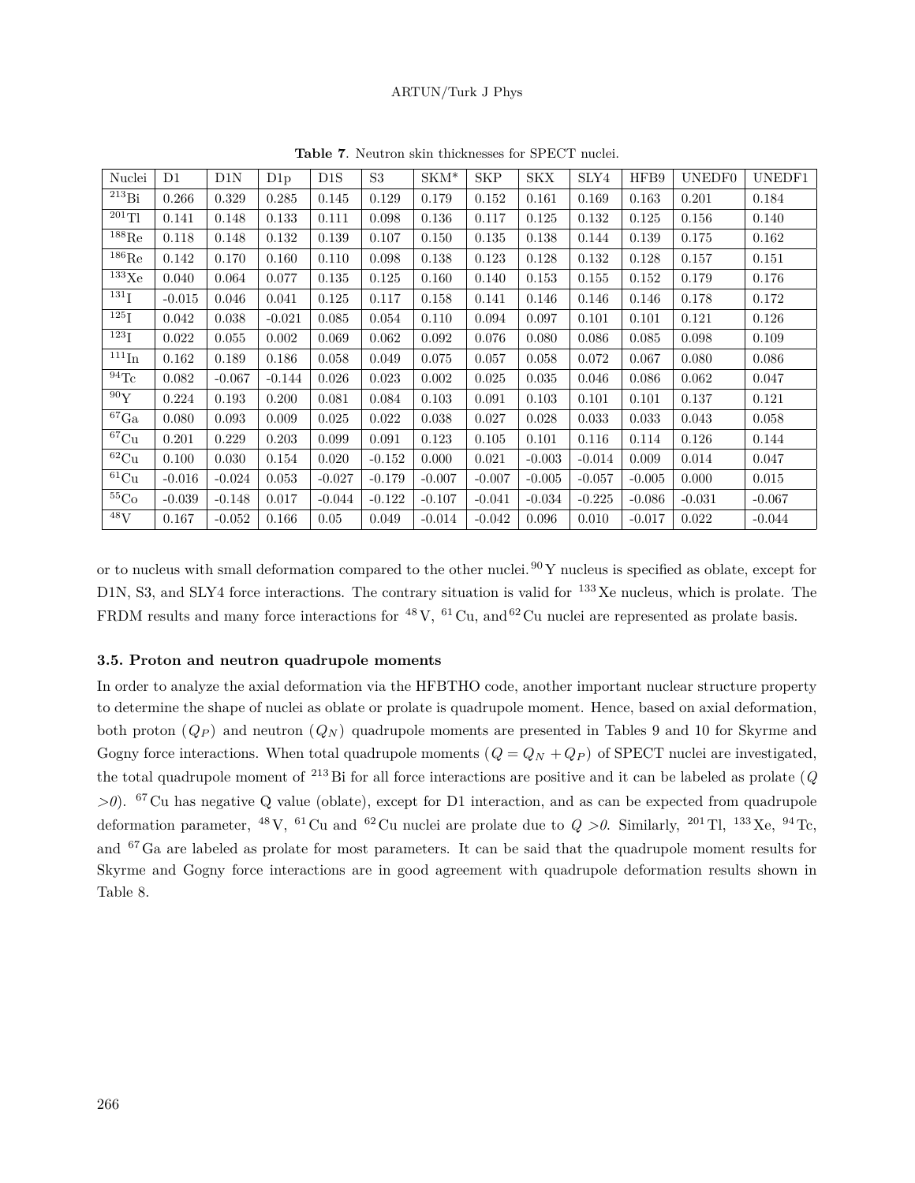**Table 7**. Neutron skin thicknesses for SPECT nuclei.

| Nuclei | D1 | D1N | D1p | D1S | S3 | SKM* | SKP | SKX | SLY4 | HFB9 | UNEDF0 | UNEDF1 |
|---|---|---|---|---|---|---|---|---|---|---|---|---|
| $^{213}$Bi | 0.266 | 0.329 | 0.285 | 0.145 | 0.129 | 0.179 | 0.152 | 0.161 | 0.169 | 0.163 | 0.201 | 0.184 |
| $^{201}$Tl | 0.141 | 0.148 | 0.133 | 0.111 | 0.098 | 0.136 | 0.117 | 0.125 | 0.132 | 0.125 | 0.156 | 0.140 |
| $^{188}$Re | 0.118 | 0.148 | 0.132 | 0.139 | 0.107 | 0.150 | 0.135 | 0.138 | 0.144 | 0.139 | 0.175 | 0.162 |
| $^{186}$Re | 0.142 | 0.170 | 0.160 | 0.110 | 0.098 | 0.138 | 0.123 | 0.128 | 0.132 | 0.128 | 0.157 | 0.151 |
| $^{133}$Xe | 0.040 | 0.064 | 0.077 | 0.135 | 0.125 | 0.160 | 0.140 | 0.153 | 0.155 | 0.152 | 0.179 | 0.176 |
| $^{131}$I | -0.015 | 0.046 | 0.041 | 0.125 | 0.117 | 0.158 | 0.141 | 0.146 | 0.146 | 0.146 | 0.178 | 0.172 |
| $^{125}$I | 0.042 | 0.038 | -0.021 | 0.085 | 0.054 | 0.110 | 0.094 | 0.097 | 0.101 | 0.101 | 0.121 | 0.126 |
| $^{123}$I | 0.022 | 0.055 | 0.002 | 0.069 | 0.062 | 0.092 | 0.076 | 0.080 | 0.086 | 0.085 | 0.098 | 0.109 |
| $^{111}$In | 0.162 | 0.189 | 0.186 | 0.058 | 0.049 | 0.075 | 0.057 | 0.058 | 0.072 | 0.067 | 0.080 | 0.086 |
| $^{94}$Tc | 0.082 | -0.067 | -0.144 | 0.026 | 0.023 | 0.002 | 0.025 | 0.035 | 0.046 | 0.086 | 0.062 | 0.047 |
| $^{90}$Y | 0.224 | 0.193 | 0.200 | 0.081 | 0.084 | 0.103 | 0.091 | 0.103 | 0.101 | 0.101 | 0.137 | 0.121 |
| $^{67}$Ga | 0.080 | 0.093 | 0.009 | 0.025 | 0.022 | 0.038 | 0.027 | 0.028 | 0.033 | 0.033 | 0.043 | 0.058 |
| $^{67}$Cu | 0.201 | 0.229 | 0.203 | 0.099 | 0.091 | 0.123 | 0.105 | 0.101 | 0.116 | 0.114 | 0.126 | 0.144 |
| $^{62}$Cu | 0.100 | 0.030 | 0.154 | 0.020 | -0.152 | 0.000 | 0.021 | -0.003 | -0.014 | 0.009 | 0.014 | 0.047 |
| $^{61}$Cu | -0.016 | -0.024 | 0.053 | -0.027 | -0.179 | -0.007 | -0.007 | -0.005 | -0.057 | -0.005 | 0.000 | 0.015 |
| $^{55}$Co | -0.039 | -0.148 | 0.017 | -0.044 | -0.122 | -0.107 | -0.041 | -0.034 | -0.225 | -0.086 | -0.031 | -0.067 |
| $^{48}$V | 0.167 | -0.052 | 0.166 | 0.05 | 0.049 | -0.014 | -0.042 | 0.096 | 0.010 | -0.017 | 0.022 | -0.044 |

or to nucleus with small deformation compared to the other nuclei. $^{90}$Y nucleus is specified as oblate, except for D1N, S3, and SLY4 force interactions. The contrary situation is valid for $^{133}$Xe nucleus, which is prolate. The FRDM results and many force interactions for $^{48}$V, $^{61}$Cu, and $^{62}$Cu nuclei are represented as prolate basis.

### 3.5. Proton and neutron quadrupole moments

In order to analyze the axial deformation via the HFBTHO code, another important nuclear structure property to determine the shape of nuclei as oblate or prolate is quadrupole moment. Hence, based on axial deformation, both proton ($Q_P$) and neutron ($Q_N$) quadrupole moments are presented in Tables 9 and 10 for Skyrme and Gogny force interactions. When total quadrupole moments ($Q = Q_N + Q_P$) of SPECT nuclei are investigated, the total quadrupole moment of $^{213}$Bi for all force interactions are positive and it can be labeled as prolate ($Q > 0$). $^{67}$Cu has negative Q value (oblate), except for D1 interaction, and as can be expected from quadrupole deformation parameter, $^{48}$V, $^{61}$Cu and $^{62}$Cu nuclei are prolate due to $Q > 0$. Similarly, $^{201}$Tl, $^{133}$Xe, $^{94}$Tc, and $^{67}$Ga are labeled as prolate for most parameters. It can be said that the quadrupole moment results for Skyrme and Gogny force interactions are in good agreement with quadrupole deformation results shown in Table 8.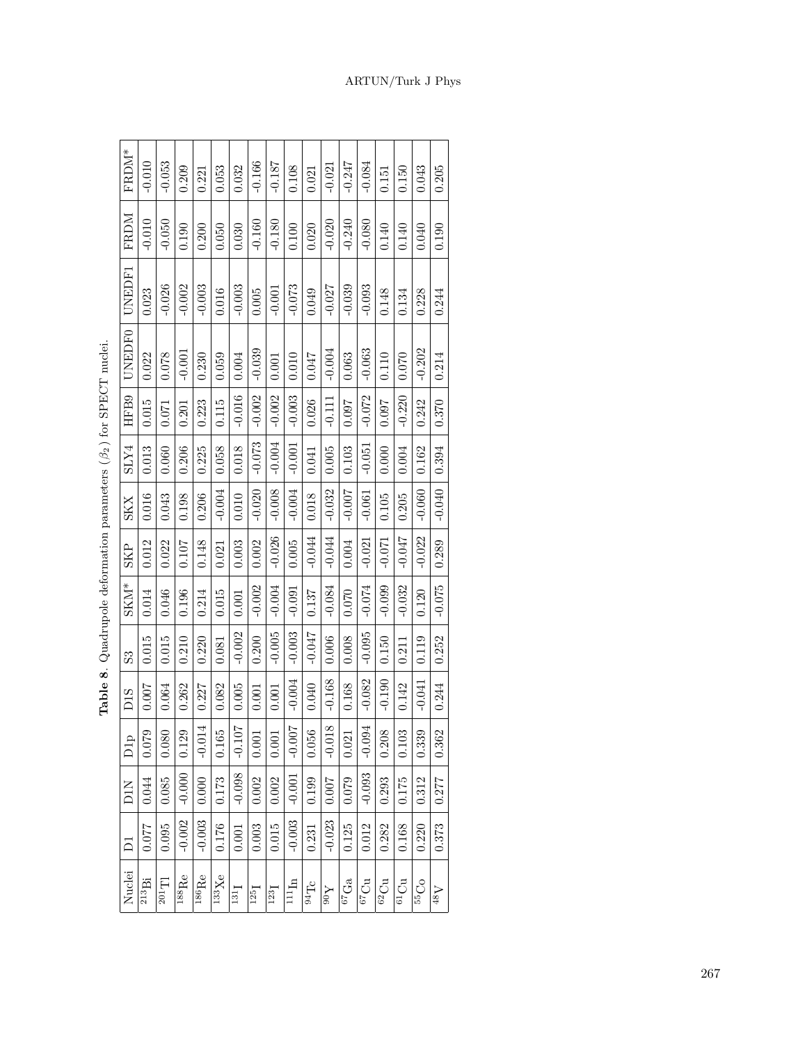**Table 8**. Quadrupole deformation parameters ($\beta_2$) for SPECT nuclei.

| Nuclei | D1 | D1N | D1p | D1S | S3 | SKM* | SKP | SKX | SLY4 | HFB9 | UNEDF0 | UNEDF1 | FRDM | FRDM* |
|---|---|---|---|---|---|---|---|---|---|---|---|---|---|---|
| $^{213}$Bi | 0.077 | 0.044 | 0.079 | 0.007 | 0.015 | 0.014 | 0.012 | 0.016 | 0.013 | 0.015 | 0.022 | 0.023 | -0.010 | -0.010 |
| $^{201}$Tl | 0.095 | 0.085 | 0.080 | 0.064 | 0.015 | 0.046 | 0.022 | 0.043 | 0.060 | 0.071 | 0.078 | -0.026 | -0.050 | -0.053 |
| $^{188}$Re | -0.002 | -0.000 | 0.129 | 0.262 | 0.210 | 0.196 | 0.107 | 0.198 | 0.206 | 0.201 | -0.001 | -0.002 | 0.190 | 0.209 |
| $^{186}$Re | -0.003 | 0.000 | -0.014 | 0.227 | 0.220 | 0.214 | 0.148 | 0.206 | 0.225 | 0.223 | 0.230 | -0.003 | 0.200 | 0.221 |
| $^{133}$Xe | 0.176 | 0.173 | 0.165 | 0.082 | 0.081 | 0.015 | 0.021 | -0.004 | 0.058 | 0.115 | 0.059 | 0.016 | 0.050 | 0.053 |
| $^{131}$I | 0.001 | -0.098 | -0.107 | 0.005 | -0.002 | 0.001 | 0.003 | 0.010 | 0.018 | -0.016 | 0.004 | -0.003 | 0.030 | 0.032 |
| $^{125}$I | 0.003 | 0.002 | 0.001 | 0.001 | 0.200 | -0.002 | 0.002 | -0.020 | -0.073 | -0.002 | -0.039 | 0.005 | -0.160 | -0.166 |
| $^{123}$I | 0.015 | 0.002 | 0.001 | 0.001 | -0.005 | -0.004 | -0.026 | -0.008 | -0.004 | -0.002 | 0.001 | -0.001 | -0.180 | -0.187 |
| $^{111}$In | -0.003 | -0.001 | -0.007 | -0.004 | -0.003 | -0.091 | 0.005 | -0.004 | -0.001 | -0.003 | 0.010 | -0.073 | 0.100 | 0.108 |
| $^{94}$Tc | 0.231 | 0.199 | 0.056 | 0.040 | -0.047 | 0.137 | -0.044 | 0.018 | 0.041 | 0.026 | 0.047 | 0.049 | 0.020 | 0.021 |
| $^{90}$Y | -0.023 | 0.007 | -0.018 | -0.168 | 0.006 | -0.084 | -0.044 | -0.032 | 0.005 | -0.111 | -0.004 | -0.027 | -0.020 | -0.021 |
| $^{67}$Ga | 0.125 | 0.079 | 0.021 | 0.168 | 0.008 | 0.070 | 0.004 | -0.007 | 0.103 | 0.097 | 0.063 | -0.039 | -0.240 | -0.247 |
| $^{67}$Cu | 0.012 | -0.093 | -0.094 | -0.082 | -0.095 | -0.074 | -0.021 | -0.061 | -0.051 | -0.072 | -0.063 | -0.093 | -0.080 | -0.084 |
| $^{62}$Cu | 0.282 | 0.293 | 0.208 | -0.190 | 0.150 | -0.099 | -0.071 | 0.105 | 0.000 | 0.097 | 0.110 | 0.148 | 0.140 | 0.151 |
| $^{61}$Cu | 0.168 | 0.175 | 0.103 | 0.142 | 0.211 | -0.032 | -0.047 | 0.205 | 0.004 | -0.220 | 0.070 | 0.134 | 0.140 | 0.150 |
| $^{55}$Co | 0.220 | 0.312 | 0.339 | -0.041 | 0.119 | 0.120 | -0.022 | -0.060 | 0.162 | 0.242 | -0.202 | 0.228 | 0.040 | 0.043 |
| $^{48}$V | 0.373 | 0.277 | 0.362 | 0.244 | 0.252 | -0.075 | 0.289 | -0.040 | 0.394 | 0.370 | 0.214 | 0.244 | 0.190 | 0.205 |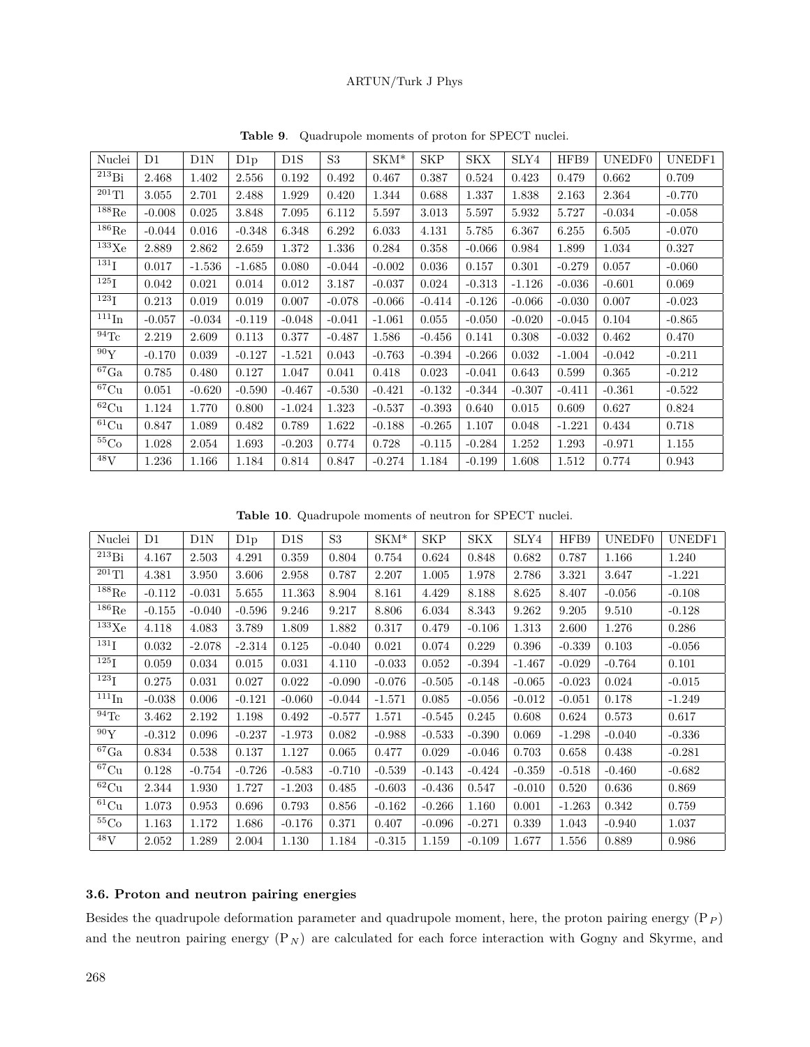**Table 9**. Quadrupole moments of proton for SPECT nuclei.

| Nuclei | D1 | D1N | D1p | D1S | S3 | SKM* | SKP | SKX | SLY4 | HFB9 | UNEDF0 | UNEDF1 |
|---|---|---|---|---|---|---|---|---|---|---|---|---|
| $^{213}$Bi | 2.468 | 1.402 | 2.556 | 0.192 | 0.492 | 0.467 | 0.387 | 0.524 | 0.423 | 0.479 | 0.662 | 0.709 |
| $^{201}$Tl | 3.055 | 2.701 | 2.488 | 1.929 | 0.420 | 1.344 | 0.688 | 1.337 | 1.838 | 2.163 | 2.364 | -0.770 |
| $^{188}$Re | -0.008 | 0.025 | 3.848 | 7.095 | 6.112 | 5.597 | 3.013 | 5.597 | 5.932 | 5.727 | -0.034 | -0.058 |
| $^{186}$Re | -0.044 | 0.016 | -0.348 | 6.348 | 6.292 | 6.033 | 4.131 | 5.785 | 6.367 | 6.255 | 6.505 | -0.070 |
| $^{133}$Xe | 2.889 | 2.862 | 2.659 | 1.372 | 1.336 | 0.284 | 0.358 | -0.066 | 0.984 | 1.899 | 1.034 | 0.327 |
| $^{131}$I | 0.017 | -1.536 | -1.685 | 0.080 | -0.044 | -0.002 | 0.036 | 0.157 | 0.301 | -0.279 | 0.057 | -0.060 |
| $^{125}$I | 0.042 | 0.021 | 0.014 | 0.012 | 3.187 | -0.037 | 0.024 | -0.313 | -1.126 | -0.036 | -0.601 | 0.069 |
| $^{123}$I | 0.213 | 0.019 | 0.019 | 0.007 | -0.078 | -0.066 | -0.414 | -0.126 | -0.066 | -0.030 | 0.007 | -0.023 |
| $^{111}$In | -0.057 | -0.034 | -0.119 | -0.048 | -0.041 | -1.061 | 0.055 | -0.050 | -0.020 | -0.045 | 0.104 | -0.865 |
| $^{94}$Tc | 2.219 | 2.609 | 0.113 | 0.377 | -0.487 | 1.586 | -0.456 | 0.141 | 0.308 | -0.032 | 0.462 | 0.470 |
| $^{90}$Y | -0.170 | 0.039 | -0.127 | -1.521 | 0.043 | -0.763 | -0.394 | -0.266 | 0.032 | -1.004 | -0.042 | -0.211 |
| $^{67}$Ga | 0.785 | 0.480 | 0.127 | 1.047 | 0.041 | 0.418 | 0.023 | -0.041 | 0.643 | 0.599 | 0.365 | -0.212 |
| $^{67}$Cu | 0.051 | -0.620 | -0.590 | -0.467 | -0.530 | -0.421 | -0.132 | -0.344 | -0.307 | -0.411 | -0.361 | -0.522 |
| $^{62}$Cu | 1.124 | 1.770 | 0.800 | -1.024 | 1.323 | -0.537 | -0.393 | 0.640 | 0.015 | 0.609 | 0.627 | 0.824 |
| $^{61}$Cu | 0.847 | 1.089 | 0.482 | 0.789 | 1.622 | -0.188 | -0.265 | 1.107 | 0.048 | -1.221 | 0.434 | 0.718 |
| $^{55}$Co | 1.028 | 2.054 | 1.693 | -0.203 | 0.774 | 0.728 | -0.115 | -0.284 | 1.252 | 1.293 | -0.971 | 1.155 |
| $^{48}$V | 1.236 | 1.166 | 1.184 | 0.814 | 0.847 | -0.274 | 1.184 | -0.199 | 1.608 | 1.512 | 0.774 | 0.943 |

**Table 10**. Quadrupole moments of neutron for SPECT nuclei.

| Nuclei | D1 | D1N | D1p | D1S | S3 | SKM* | SKP | SKX | SLY4 | HFB9 | UNEDF0 | UNEDF1 |
|---|---|---|---|---|---|---|---|---|---|---|---|---|
| $^{213}$Bi | 4.167 | 2.503 | 4.291 | 0.359 | 0.804 | 0.754 | 0.624 | 0.848 | 0.682 | 0.787 | 1.166 | 1.240 |
| $^{201}$Tl | 4.381 | 3.950 | 3.606 | 2.958 | 0.787 | 2.207 | 1.005 | 1.978 | 2.786 | 3.321 | 3.647 | -1.221 |
| $^{188}$Re | -0.112 | -0.031 | 5.655 | 11.363 | 8.904 | 8.161 | 4.429 | 8.188 | 8.625 | 8.407 | -0.056 | -0.108 |
| $^{186}$Re | -0.155 | -0.040 | -0.596 | 9.246 | 9.217 | 8.806 | 6.034 | 8.343 | 9.262 | 9.205 | 9.510 | -0.128 |
| $^{133}$Xe | 4.118 | 4.083 | 3.789 | 1.809 | 1.882 | 0.317 | 0.479 | -0.106 | 1.313 | 2.600 | 1.276 | 0.286 |
| $^{131}$I | 0.032 | -2.078 | -2.314 | 0.125 | -0.040 | 0.021 | 0.074 | 0.229 | 0.396 | -0.339 | 0.103 | -0.056 |
| $^{125}$I | 0.059 | 0.034 | 0.015 | 0.031 | 4.110 | -0.033 | 0.052 | -0.394 | -1.467 | -0.029 | -0.764 | 0.101 |
| $^{123}$I | 0.275 | 0.031 | 0.027 | 0.022 | -0.090 | -0.076 | -0.505 | -0.148 | -0.065 | -0.023 | 0.024 | -0.015 |
| $^{111}$In | -0.038 | 0.006 | -0.121 | -0.060 | -0.044 | -1.571 | 0.085 | -0.056 | -0.012 | -0.051 | 0.178 | -1.249 |
| $^{94}$Tc | 3.462 | 2.192 | 1.198 | 0.492 | -0.577 | 1.571 | -0.545 | 0.245 | 0.608 | 0.624 | 0.573 | 0.617 |
| $^{90}$Y | -0.312 | 0.096 | -0.237 | -1.973 | 0.082 | -0.988 | -0.533 | -0.390 | 0.069 | -1.298 | -0.040 | -0.336 |
| $^{67}$Ga | 0.834 | 0.538 | 0.137 | 1.127 | 0.065 | 0.477 | 0.029 | -0.046 | 0.703 | 0.658 | 0.438 | -0.281 |
| $^{67}$Cu | 0.128 | -0.754 | -0.726 | -0.583 | -0.710 | -0.539 | -0.143 | -0.424 | -0.359 | -0.518 | -0.460 | -0.682 |
| $^{62}$Cu | 2.344 | 1.930 | 1.727 | -1.203 | 0.485 | -0.603 | -0.436 | 0.547 | -0.010 | 0.520 | 0.636 | 0.869 |
| $^{61}$Cu | 1.073 | 0.953 | 0.696 | 0.793 | 0.856 | -0.162 | -0.266 | 1.160 | 0.001 | -1.263 | 0.342 | 0.759 |
| $^{55}$Co | 1.163 | 1.172 | 1.686 | -0.176 | 0.371 | 0.407 | -0.096 | -0.271 | 0.339 | 1.043 | -0.940 | 1.037 |
| $^{48}$V | 2.052 | 1.289 | 2.004 | 1.130 | 1.184 | -0.315 | 1.159 | -0.109 | 1.677 | 1.556 | 0.889 | 0.986 |

### 3.6. Proton and neutron pairing energies

Besides the quadrupole deformation parameter and quadrupole moment, here, the proton pairing energy ($P_P$) and the neutron pairing energy ($P_N$) are calculated for each force interaction with Gogny and Skyrme, and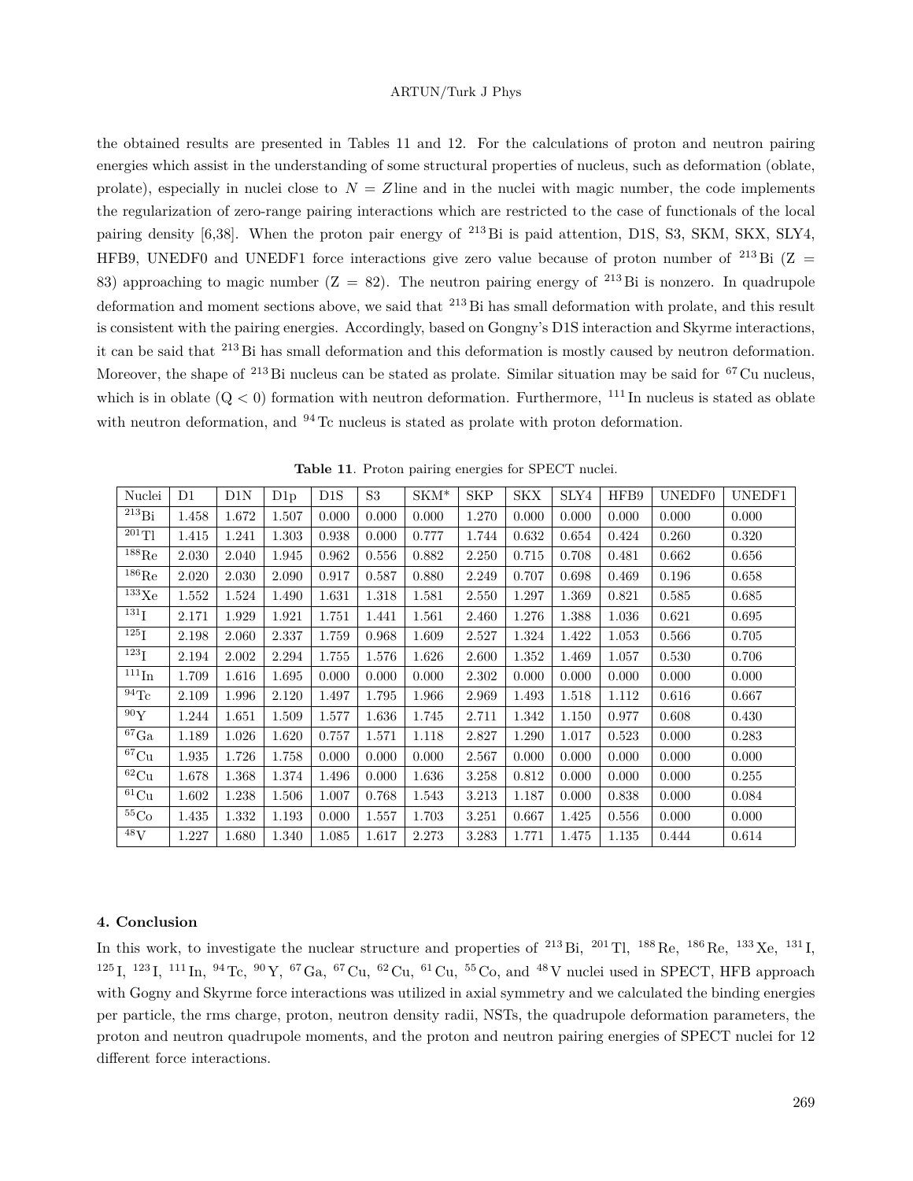the obtained results are presented in Tables 11 and 12. For the calculations of proton and neutron pairing energies which assist in the understanding of some structural properties of nucleus, such as deformation (oblate, prolate), especially in nuclei close to $N = Z$ line and in the nuclei with magic number, the code implements the regularization of zero-range pairing interactions which are restricted to the case of functionals of the local pairing density [6,38]. When the proton pair energy of $^{213}$Bi is paid attention, D1S, S3, SKM, SKX, SLY4, HFB9, UNEDF0 and UNEDF1 force interactions give zero value because of proton number of $^{213}$Bi (Z = 83) approaching to magic number (Z = 82). The neutron pairing energy of $^{213}$Bi is nonzero. In quadrupole deformation and moment sections above, we said that $^{213}$Bi has small deformation with prolate, and this result is consistent with the pairing energies. Accordingly, based on Gongny's D1S interaction and Skyrme interactions, it can be said that $^{213}$Bi has small deformation and this deformation is mostly caused by neutron deformation. Moreover, the shape of $^{213}$Bi nucleus can be stated as prolate. Similar situation may be said for $^{67}$Cu nucleus, which is in oblate (Q < 0) formation with neutron deformation. Furthermore, $^{111}$In nucleus is stated as oblate with neutron deformation, and $^{94}$Tc nucleus is stated as prolate with proton deformation.

**Table 11**. Proton pairing energies for SPECT nuclei.

| Nuclei | D1 | D1N | D1p | D1S | S3 | SKM* | SKP | SKX | SLY4 | HFB9 | UNEDF0 | UNEDF1 |
|---|---|---|---|---|---|---|---|---|---|---|---|---|
| $^{213}$Bi | 1.458 | 1.672 | 1.507 | 0.000 | 0.000 | 0.000 | 1.270 | 0.000 | 0.000 | 0.000 | 0.000 | 0.000 |
| $^{201}$Tl | 1.415 | 1.241 | 1.303 | 0.938 | 0.000 | 0.777 | 1.744 | 0.632 | 0.654 | 0.424 | 0.260 | 0.320 |
| $^{188}$Re | 2.030 | 2.040 | 1.945 | 0.962 | 0.556 | 0.882 | 2.250 | 0.715 | 0.708 | 0.481 | 0.662 | 0.656 |
| $^{186}$Re | 2.020 | 2.030 | 2.090 | 0.917 | 0.587 | 0.880 | 2.249 | 0.707 | 0.698 | 0.469 | 0.196 | 0.658 |
| $^{133}$Xe | 1.552 | 1.524 | 1.490 | 1.631 | 1.318 | 1.581 | 2.550 | 1.297 | 1.369 | 0.821 | 0.585 | 0.685 |
| $^{131}$I | 2.171 | 1.929 | 1.921 | 1.751 | 1.441 | 1.561 | 2.460 | 1.276 | 1.388 | 1.036 | 0.621 | 0.695 |
| $^{125}$I | 2.198 | 2.060 | 2.337 | 1.759 | 0.968 | 1.609 | 2.527 | 1.324 | 1.422 | 1.053 | 0.566 | 0.705 |
| $^{123}$I | 2.194 | 2.002 | 2.294 | 1.755 | 1.576 | 1.626 | 2.600 | 1.352 | 1.469 | 1.057 | 0.530 | 0.706 |
| $^{111}$In | 1.709 | 1.616 | 1.695 | 0.000 | 0.000 | 0.000 | 2.302 | 0.000 | 0.000 | 0.000 | 0.000 | 0.000 |
| $^{94}$Tc | 2.109 | 1.996 | 2.120 | 1.497 | 1.795 | 1.966 | 2.969 | 1.493 | 1.518 | 1.112 | 0.616 | 0.667 |
| $^{90}$Y | 1.244 | 1.651 | 1.509 | 1.577 | 1.636 | 1.745 | 2.711 | 1.342 | 1.150 | 0.977 | 0.608 | 0.430 |
| $^{67}$Ga | 1.189 | 1.026 | 1.620 | 0.757 | 1.571 | 1.118 | 2.827 | 1.290 | 1.017 | 0.523 | 0.000 | 0.283 |
| $^{67}$Cu | 1.935 | 1.726 | 1.758 | 0.000 | 0.000 | 0.000 | 2.567 | 0.000 | 0.000 | 0.000 | 0.000 | 0.000 |
| $^{62}$Cu | 1.678 | 1.368 | 1.374 | 1.496 | 0.000 | 1.636 | 3.258 | 0.812 | 0.000 | 0.000 | 0.000 | 0.255 |
| $^{61}$Cu | 1.602 | 1.238 | 1.506 | 1.007 | 0.768 | 1.543 | 3.213 | 1.187 | 0.000 | 0.838 | 0.000 | 0.084 |
| $^{55}$Co | 1.435 | 1.332 | 1.193 | 0.000 | 1.557 | 1.703 | 3.251 | 0.667 | 1.425 | 0.556 | 0.000 | 0.000 |
| $^{48}$V | 1.227 | 1.680 | 1.340 | 1.085 | 1.617 | 2.273 | 3.283 | 1.771 | 1.475 | 1.135 | 0.444 | 0.614 |

## 4. Conclusion

In this work, to investigate the nuclear structure and properties of $^{213}$Bi, $^{201}$Tl, $^{188}$Re, $^{186}$Re, $^{133}$Xe, $^{131}$I, $^{125}$I, $^{123}$I, $^{111}$In, $^{94}$Tc, $^{90}$Y, $^{67}$Ga, $^{67}$Cu, $^{62}$Cu, $^{61}$Cu, $^{55}$Co, and $^{48}$V nuclei used in SPECT, HFB approach with Gogny and Skyrme force interactions was utilized in axial symmetry and we calculated the binding energies per particle, the rms charge, proton, neutron density radii, NSTs, the quadrupole deformation parameters, the proton and neutron quadrupole moments, and the proton and neutron pairing energies of SPECT nuclei for 12 different force interactions.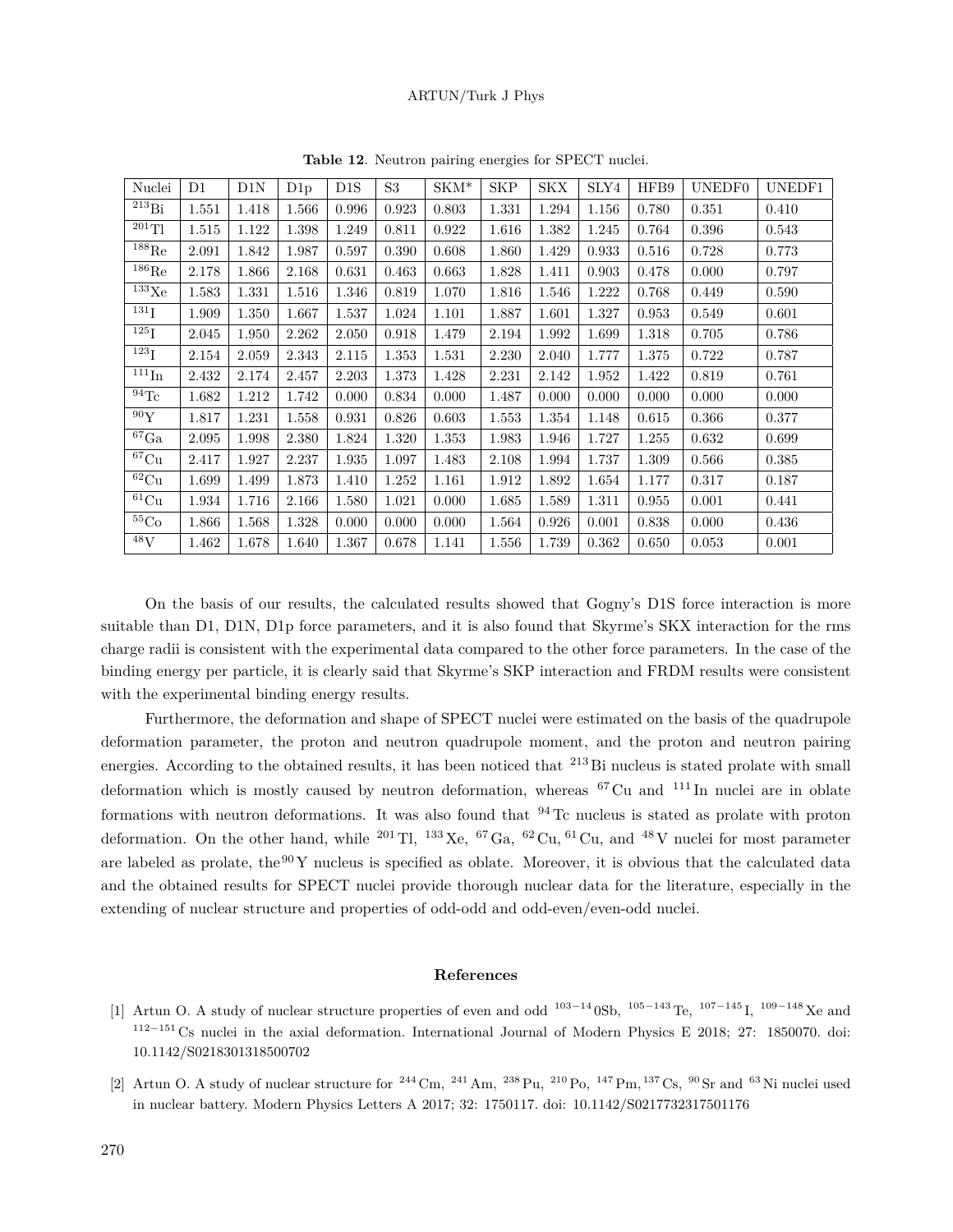**Table 12**. Neutron pairing energies for SPECT nuclei.

| Nuclei | D1 | D1N | D1p | D1S | S3 | SKM* | SKP | SKX | SLY4 | HFB9 | UNEDF0 | UNEDF1 |
|---|---|---|---|---|---|---|---|---|---|---|---|---|
| $^{213}$Bi | 1.551 | 1.418 | 1.566 | 0.996 | 0.923 | 0.803 | 1.331 | 1.294 | 1.156 | 0.780 | 0.351 | 0.410 |
| $^{201}$Tl | 1.515 | 1.122 | 1.398 | 1.249 | 0.811 | 0.922 | 1.616 | 1.382 | 1.245 | 0.764 | 0.396 | 0.543 |
| $^{188}$Re | 2.091 | 1.842 | 1.987 | 0.597 | 0.390 | 0.608 | 1.860 | 1.429 | 0.933 | 0.516 | 0.728 | 0.773 |
| $^{186}$Re | 2.178 | 1.866 | 2.168 | 0.631 | 0.463 | 0.663 | 1.828 | 1.411 | 0.903 | 0.478 | 0.000 | 0.797 |
| $^{133}$Xe | 1.583 | 1.331 | 1.516 | 1.346 | 0.819 | 1.070 | 1.816 | 1.546 | 1.222 | 0.768 | 0.449 | 0.590 |
| $^{131}$I | 1.909 | 1.350 | 1.667 | 1.537 | 1.024 | 1.101 | 1.887 | 1.601 | 1.327 | 0.953 | 0.549 | 0.601 |
| $^{125}$I | 2.045 | 1.950 | 2.262 | 2.050 | 0.918 | 1.479 | 2.194 | 1.992 | 1.699 | 1.318 | 0.705 | 0.786 |
| $^{123}$I | 2.154 | 2.059 | 2.343 | 2.115 | 1.353 | 1.531 | 2.230 | 2.040 | 1.777 | 1.375 | 0.722 | 0.787 |
| $^{111}$In | 2.432 | 2.174 | 2.457 | 2.203 | 1.373 | 1.428 | 2.231 | 2.142 | 1.952 | 1.422 | 0.819 | 0.761 |
| $^{94}$Tc | 1.682 | 1.212 | 1.742 | 0.000 | 0.834 | 0.000 | 1.487 | 0.000 | 0.000 | 0.000 | 0.000 | 0.000 |
| $^{90}$Y | 1.817 | 1.231 | 1.558 | 0.931 | 0.826 | 0.603 | 1.553 | 1.354 | 1.148 | 0.615 | 0.366 | 0.377 |
| $^{67}$Ga | 2.095 | 1.998 | 2.380 | 1.824 | 1.320 | 1.353 | 1.983 | 1.946 | 1.727 | 1.255 | 0.632 | 0.699 |
| $^{67}$Cu | 2.417 | 1.927 | 2.237 | 1.935 | 1.097 | 1.483 | 2.108 | 1.994 | 1.737 | 1.309 | 0.566 | 0.385 |
| $^{62}$Cu | 1.699 | 1.499 | 1.873 | 1.410 | 1.252 | 1.161 | 1.912 | 1.892 | 1.654 | 1.177 | 0.317 | 0.187 |
| $^{61}$Cu | 1.934 | 1.716 | 2.166 | 1.580 | 1.021 | 0.000 | 1.685 | 1.589 | 1.311 | 0.955 | 0.001 | 0.441 |
| $^{55}$Co | 1.866 | 1.568 | 1.328 | 0.000 | 0.000 | 0.000 | 1.564 | 0.926 | 0.001 | 0.838 | 0.000 | 0.436 |
| $^{48}$V | 1.462 | 1.678 | 1.640 | 1.367 | 0.678 | 1.141 | 1.556 | 1.739 | 0.362 | 0.650 | 0.053 | 0.001 |

On the basis of our results, the calculated results showed that Gogny's D1S force interaction is more suitable than D1, D1N, D1p force parameters, and it is also found that Skyrme's SKX interaction for the rms charge radii is consistent with the experimental data compared to the other force parameters. In the case of the binding energy per particle, it is clearly said that Skyrme's SKP interaction and FRDM results were consistent with the experimental binding energy results.

Furthermore, the deformation and shape of SPECT nuclei were estimated on the basis of the quadrupole deformation parameter, the proton and neutron quadrupole moment, and the proton and neutron pairing energies. According to the obtained results, it has been noticed that $^{213}$Bi nucleus is stated prolate with small deformation which is mostly caused by neutron deformation, whereas $^{67}$Cu and $^{111}$In nuclei are in oblate formations with neutron deformations. It was also found that $^{94}$Tc nucleus is stated as prolate with proton deformation. On the other hand, while $^{201}$Tl, $^{133}$Xe, $^{67}$Ga, $^{62}$Cu, $^{61}$Cu, and $^{48}$V nuclei for most parameter are labeled as prolate, the $^{90}$Y nucleus is specified as oblate. Moreover, it is obvious that the calculated data and the obtained results for SPECT nuclei provide thorough nuclear data for the literature, especially in the extending of nuclear structure and properties of odd-odd and odd-even/even-odd nuclei.

## References

[1] Artun O. A study of nuclear structure properties of even and odd $^{103-14}$0Sb, $^{105-143}$Te, $^{107-145}$I, $^{109-148}$Xe and $^{112-151}$Cs nuclei in the axial deformation. International Journal of Modern Physics E 2018; 27: 1850070. doi: 10.1142/S0218301318500702

[2] Artun O. A study of nuclear structure for $^{244}$Cm, $^{241}$Am, $^{238}$Pu, $^{210}$Po, $^{147}$Pm, $^{137}$Cs, $^{90}$Sr and $^{63}$Ni nuclei used in nuclear battery. Modern Physics Letters A 2017; 32: 1750117. doi: 10.1142/S0217732317501176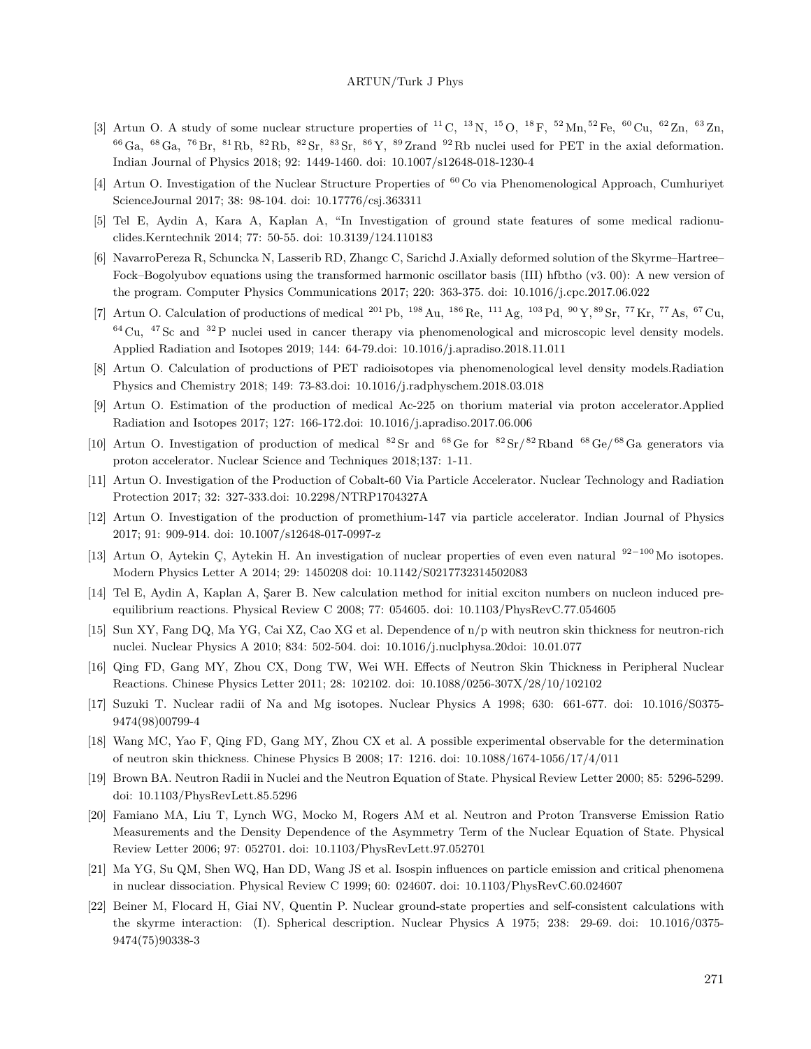[3] Artun O. A study of some nuclear structure properties of $^{11}$C, $^{13}$N, $^{15}$O, $^{18}$F, $^{52}$Mn, $^{52}$Fe, $^{60}$Cu, $^{62}$Zn, $^{63}$Zn, $^{66}$Ga, $^{68}$Ga, $^{76}$Br, $^{81}$Rb, $^{82}$Rb, $^{82}$Sr, $^{83}$Sr, $^{86}$Y, $^{89}$Zrand $^{92}$Rb nuclei used for PET in the axial deformation. Indian Journal of Physics 2018; 92: 1449-1460. doi: 10.1007/s12648-018-1230-4

[4] Artun O. Investigation of the Nuclear Structure Properties of $^{60}$Co via Phenomenological Approach, Cumhuriyet ScienceJournal 2017; 38: 98-104. doi: 10.17776/csj.363311

[5] Tel E, Aydin A, Kara A, Kaplan A, "In Investigation of ground state features of some medical radionuclides.Kerntechnik 2014; 77: 50-55. doi: 10.3139/124.110183

[6] NavarroPereza R, Schuncka N, Lasserib RD, Zhangc C, Sarichd J.Axially deformed solution of the Skyrme–Hartree–Fock–Bogolyubov equations using the transformed harmonic oscillator basis (III) hfbtho (v3. 00): A new version of the program. Computer Physics Communications 2017; 220: 363-375. doi: 10.1016/j.cpc.2017.06.022

[7] Artun O. Calculation of productions of medical $^{201}$Pb, $^{198}$Au, $^{186}$Re, $^{111}$Ag, $^{103}$Pd, $^{90}$Y, $^{89}$Sr, $^{77}$Kr, $^{77}$As, $^{67}$Cu, $^{64}$Cu, $^{47}$Sc and $^{32}$P nuclei used in cancer therapy via phenomenological and microscopic level density models. Applied Radiation and Isotopes 2019; 144: 64-79.doi: 10.1016/j.apradiso.2018.11.011

[8] Artun O. Calculation of productions of PET radioisotopes via phenomenological level density models.Radiation Physics and Chemistry 2018; 149: 73-83.doi: 10.1016/j.radphyschem.2018.03.018

[9] Artun O. Estimation of the production of medical Ac-225 on thorium material via proton accelerator.Applied Radiation and Isotopes 2017; 127: 166-172.doi: 10.1016/j.apradiso.2017.06.006

[10] Artun O. Investigation of production of medical $^{82}$Sr and $^{68}$Ge for $^{82}$Sr/$^{82}$Rband $^{68}$Ge/$^{68}$Ga generators via proton accelerator. Nuclear Science and Techniques 2018;137: 1-11.

[11] Artun O. Investigation of the Production of Cobalt-60 Via Particle Accelerator. Nuclear Technology and Radiation Protection 2017; 32: 327-333.doi: 10.2298/NTRP1704327A

[12] Artun O. Investigation of the production of promethium-147 via particle accelerator. Indian Journal of Physics 2017; 91: 909-914. doi: 10.1007/s12648-017-0997-z

[13] Artun O, Aytekin Ç, Aytekin H. An investigation of nuclear properties of even even natural $^{92-100}$Mo isotopes. Modern Physics Letter A 2014; 29: 1450208 doi: 10.1142/S0217732314502083

[14] Tel E, Aydin A, Kaplan A, Şarer B. New calculation method for initial exciton numbers on nucleon induced pre-equilibrium reactions. Physical Review C 2008; 77: 054605. doi: 10.1103/PhysRevC.77.054605

[15] Sun XY, Fang DQ, Ma YG, Cai XZ, Cao XG et al. Dependence of n/p with neutron skin thickness for neutron-rich nuclei. Nuclear Physics A 2010; 834: 502-504. doi: 10.1016/j.nuclphysa.20doi: 10.01.077

[16] Qing FD, Gang MY, Zhou CX, Dong TW, Wei WH. Effects of Neutron Skin Thickness in Peripheral Nuclear Reactions. Chinese Physics Letter 2011; 28: 102102. doi: 10.1088/0256-307X/28/10/102102

[17] Suzuki T. Nuclear radii of Na and Mg isotopes. Nuclear Physics A 1998; 630: 661-677. doi: 10.1016/S0375-9474(98)00799-4

[18] Wang MC, Yao F, Qing FD, Gang MY, Zhou CX et al. A possible experimental observable for the determination of neutron skin thickness. Chinese Physics B 2008; 17: 1216. doi: 10.1088/1674-1056/17/4/011

[19] Brown BA. Neutron Radii in Nuclei and the Neutron Equation of State. Physical Review Letter 2000; 85: 5296-5299. doi: 10.1103/PhysRevLett.85.5296

[20] Famiano MA, Liu T, Lynch WG, Mocko M, Rogers AM et al. Neutron and Proton Transverse Emission Ratio Measurements and the Density Dependence of the Asymmetry Term of the Nuclear Equation of State. Physical Review Letter 2006; 97: 052701. doi: 10.1103/PhysRevLett.97.052701

[21] Ma YG, Su QM, Shen WQ, Han DD, Wang JS et al. Isospin influences on particle emission and critical phenomena in nuclear dissociation. Physical Review C 1999; 60: 024607. doi: 10.1103/PhysRevC.60.024607

[22] Beiner M, Flocard H, Giai NV, Quentin P. Nuclear ground-state properties and self-consistent calculations with the skyrme interaction: (I). Spherical description. Nuclear Physics A 1975; 238: 29-69. doi: 10.1016/0375-9474(75)90338-3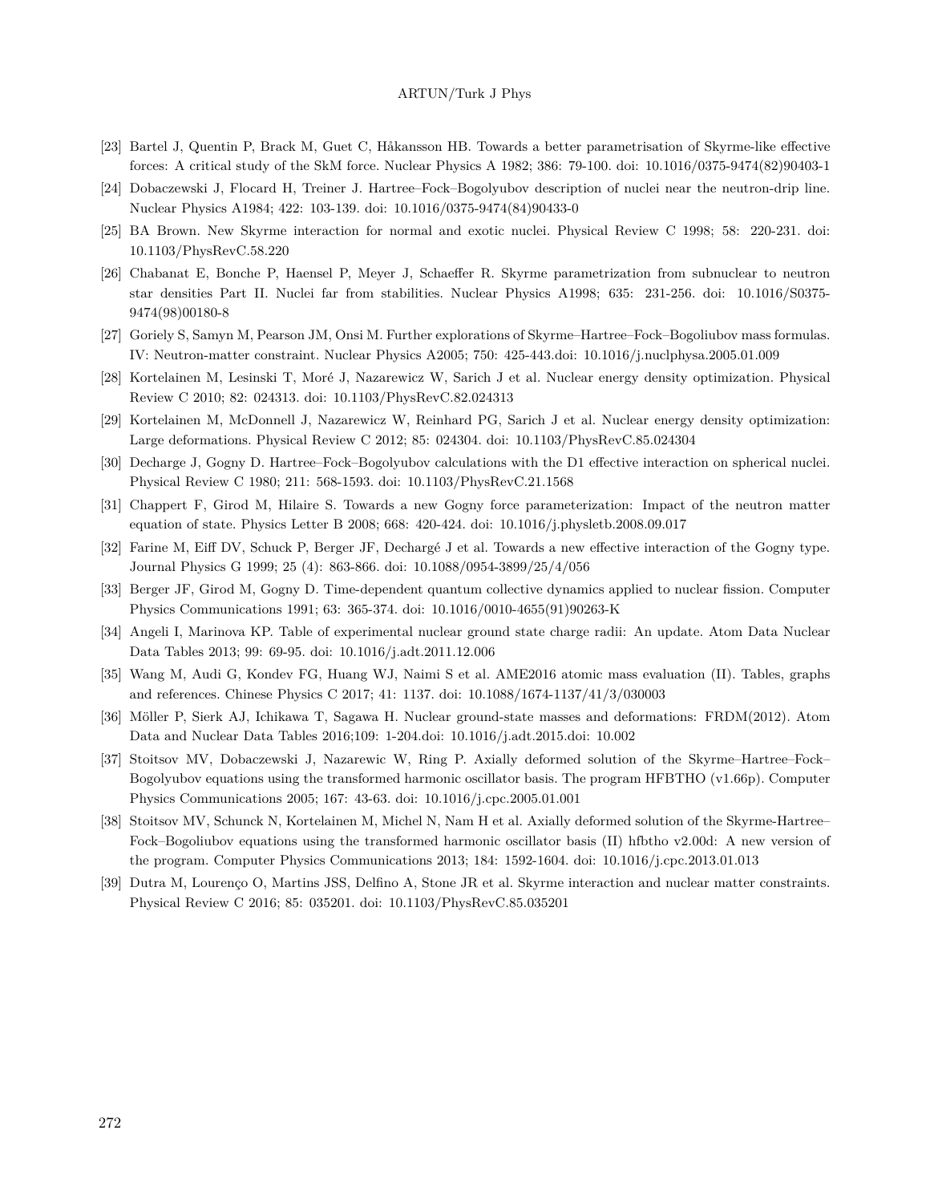[23] Bartel J, Quentin P, Brack M, Guet C, Håkansson HB. Towards a better parametrisation of Skyrme-like effective forces: A critical study of the SkM force. Nuclear Physics A 1982; 386: 79-100. doi: 10.1016/0375-9474(82)90403-1

[24] Dobaczewski J, Flocard H, Treiner J. Hartree–Fock–Bogolyubov description of nuclei near the neutron-drip line. Nuclear Physics A1984; 422: 103-139. doi: 10.1016/0375-9474(84)90433-0

[25] BA Brown. New Skyrme interaction for normal and exotic nuclei. Physical Review C 1998; 58: 220-231. doi: 10.1103/PhysRevC.58.220

[26] Chabanat E, Bonche P, Haensel P, Meyer J, Schaeffer R. Skyrme parametrization from subnuclear to neutron star densities Part II. Nuclei far from stabilities. Nuclear Physics A1998; 635: 231-256. doi: 10.1016/S0375-9474(98)00180-8

[27] Goriely S, Samyn M, Pearson JM, Onsi M. Further explorations of Skyrme–Hartree–Fock–Bogoliubov mass formulas. IV: Neutron-matter constraint. Nuclear Physics A2005; 750: 425-443.doi: 10.1016/j.nuclphysa.2005.01.009

[28] Kortelainen M, Lesinski T, Moré J, Nazarewicz W, Sarich J et al. Nuclear energy density optimization. Physical Review C 2010; 82: 024313. doi: 10.1103/PhysRevC.82.024313

[29] Kortelainen M, McDonnell J, Nazarewicz W, Reinhard PG, Sarich J et al. Nuclear energy density optimization: Large deformations. Physical Review C 2012; 85: 024304. doi: 10.1103/PhysRevC.85.024304

[30] Decharge J, Gogny D. Hartree–Fock–Bogolyubov calculations with the D1 effective interaction on spherical nuclei. Physical Review C 1980; 211: 568-1593. doi: 10.1103/PhysRevC.21.1568

[31] Chappert F, Girod M, Hilaire S. Towards a new Gogny force parameterization: Impact of the neutron matter equation of state. Physics Letter B 2008; 668: 420-424. doi: 10.1016/j.physletb.2008.09.017

[32] Farine M, Eiff DV, Schuck P, Berger JF, Dechargé J et al. Towards a new effective interaction of the Gogny type. Journal Physics G 1999; 25 (4): 863-866. doi: 10.1088/0954-3899/25/4/056

[33] Berger JF, Girod M, Gogny D. Time-dependent quantum collective dynamics applied to nuclear fission. Computer Physics Communications 1991; 63: 365-374. doi: 10.1016/0010-4655(91)90263-K

[34] Angeli I, Marinova KP. Table of experimental nuclear ground state charge radii: An update. Atom Data Nuclear Data Tables 2013; 99: 69-95. doi: 10.1016/j.adt.2011.12.006

[35] Wang M, Audi G, Kondev FG, Huang WJ, Naimi S et al. AME2016 atomic mass evaluation (II). Tables, graphs and references. Chinese Physics C 2017; 41: 1137. doi: 10.1088/1674-1137/41/3/030003

[36] Möller P, Sierk AJ, Ichikawa T, Sagawa H. Nuclear ground-state masses and deformations: FRDM(2012). Atom Data and Nuclear Data Tables 2016;109: 1-204.doi: 10.1016/j.adt.2015.doi: 10.002

[37] Stoitsov MV, Dobaczewski J, Nazarewic W, Ring P. Axially deformed solution of the Skyrme–Hartree–Fock–Bogolyubov equations using the transformed harmonic oscillator basis. The program HFBTHO (v1.66p). Computer Physics Communications 2005; 167: 43-63. doi: 10.1016/j.cpc.2005.01.001

[38] Stoitsov MV, Schunck N, Kortelainen M, Michel N, Nam H et al. Axially deformed solution of the Skyrme-Hartree–Fock–Bogoliubov equations using the transformed harmonic oscillator basis (II) hfbtho v2.00d: A new version of the program. Computer Physics Communications 2013; 184: 1592-1604. doi: 10.1016/j.cpc.2013.01.013

[39] Dutra M, Lourenço O, Martins JSS, Delfino A, Stone JR et al. Skyrme interaction and nuclear matter constraints. Physical Review C 2016; 85: 035201. doi: 10.1103/PhysRevC.85.035201